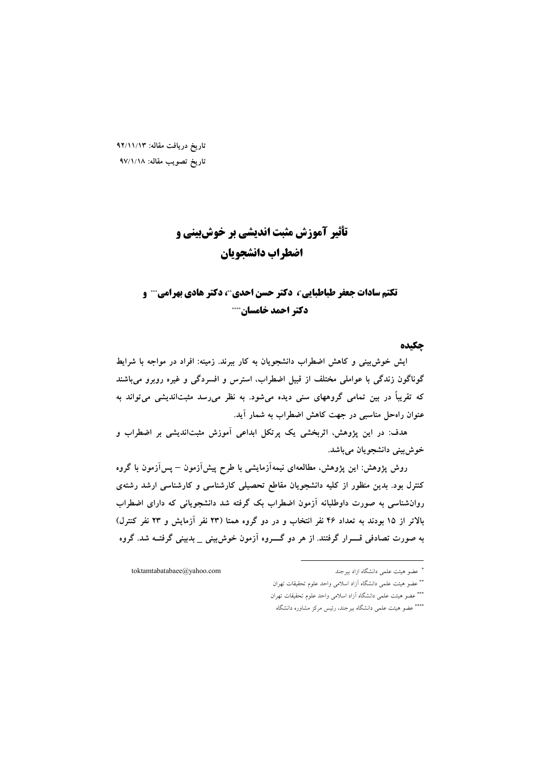تاریخ دریافت مقاله: ۹۲/۱۱/۱۳

تاریخ تصویب مقاله: ۹۷/۱/۱۸

# تأثیر آموزش مثبت اندیشی بر خوش‌بینی و اضطراب دانشجویان

**تکتم سادات جعفر طباطبایی[*]، دکتر حسن احدی[**]، دکتر هادی بهرامی[***] و دکتر احمد خامسان[****]**

## چکیده

ایش خوش‌بینی و کاهش اضطراب دانشجویان به کار ببرند. زمینه: افراد در مواجه با شرایط گوناگون زندگی با عواملی مختلف از قبیل اضطراب، استرس و افسردگی و غیره روبرو می‌باشند که تقریباً در بین تمامی گروههای سنی دیده می‌شود. به نظر می‌رسد مثبت‌اندیشی می‌تواند به عنوان راه‌حل مناسبی در جهت کاهش اضطراب به شمار آید.

هدف: در این پژوهش، اثربخشی یک پرتکل ابداعی آموزش مثبت‌اندیشی بر اضطراب و خوش‌بینی دانشجویان می‌باشد.

روش پژوهش: این پژوهش، مطالعه‌ای نیمه‌آزمایشی با طرح پیش‌آزمون – پس‌آزمون با گروه کنترل بود. بدین منظور از کلیه دانشجویان مقاطع تحصیلی کارشناسی و کارشناسی ارشد رشته‌ی روان‌شناسی به صورت داوطلبانه آزمون اضطراب بک گرفته شد دانشجویانی که دارای اضطراب بالاتر از ۱۵ بودند به تعداد ۴۶ نفر انتخاب و در دو گروه همتا (۲۳ نفر آزمایش و ۲۳ نفر کنترل) به صورت تصادفی قرار گرفتند. از هر دو گروه آزمون خوش‌بینی _ بدبینی گرفته شد. گروه

---

[*] عضو هیئت علمی دانشگاه ازاد بیرجند    toktamtabatabaee@yahoo.com

[**] عضو هیئت علمی دانشگاه آزاد اسلامی واحد علوم تحقیقات تهران

[***] عضو هیئت علمی دانشگاه آزاد اسلامی واحد علوم تحقیقات تهران

[****] عضو هیئت علمی دانشگاه بیرجند، رئیس مرکز مشاوره دانشگاه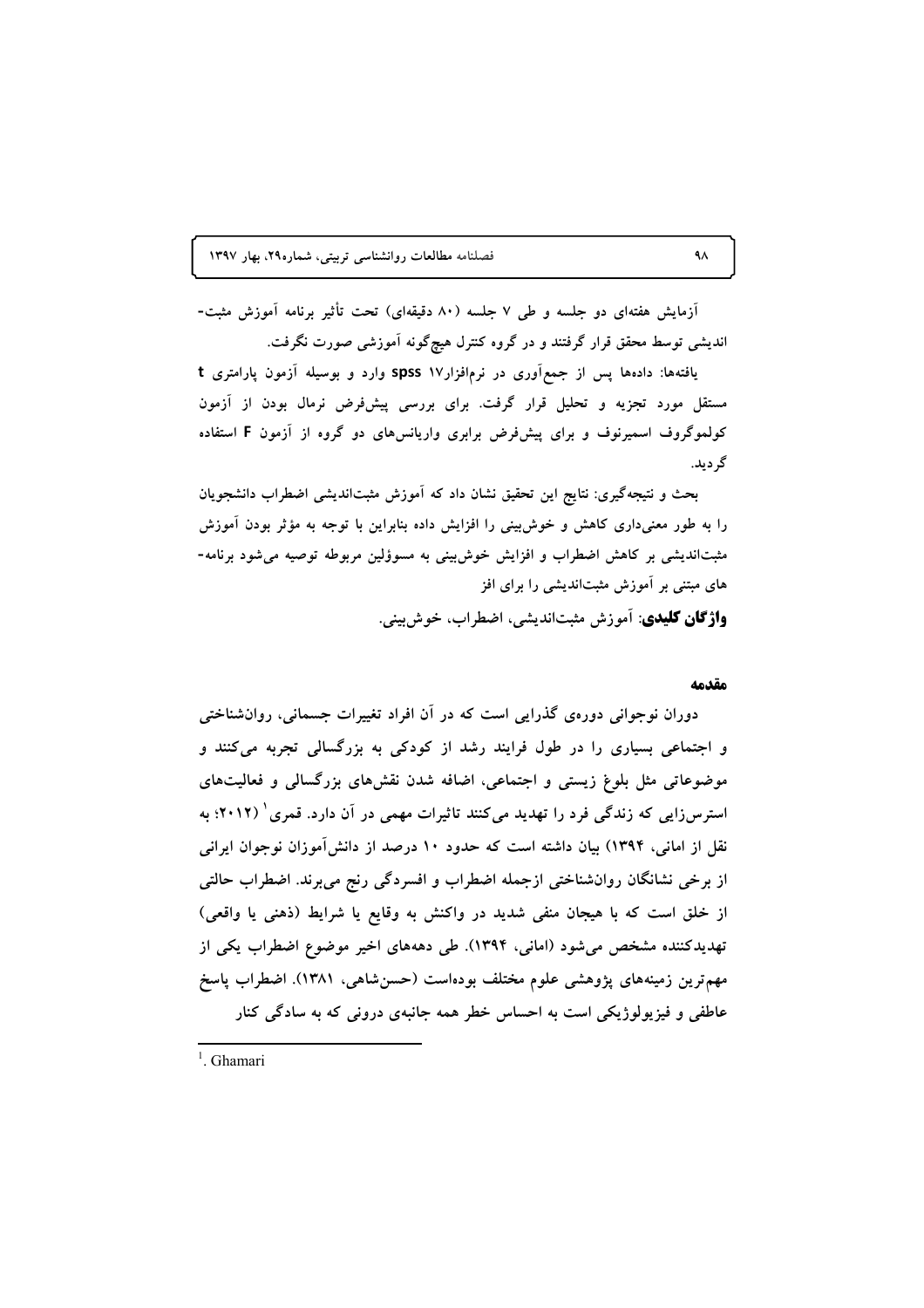آزمایش هفته‌ای دو جلسه و طی ۷ جلسه (۸۰ دقیقه‌ای) تحت تأثیر برنامه آموزش مثبت-اندیشی توسط محقق قرار گرفتند و در گروه کنترل هیچ‌گونه آموزشی صورت نگرفت.

یافته‌ها: داده‌ها پس از جمع‌آوری در نرم‌افزار۱۷ **spss** وارد و بوسیله آزمون پارامتری **t** مستقل مورد تجزیه و تحلیل قرار گرفت. برای بررسی پیش‌فرض نرمال بودن از آزمون کولموگروف اسمیرنوف و برای پیش‌فرض برابری واریانس‌های دو گروه از آزمون **F** استفاده گردید.

بحث و نتیجه‌گیری: نتایج این تحقیق نشان داد که آموزش مثبت‌اندیشی اضطراب دانشجویان را به طور معنی‌داری کاهش و خوش‌بینی را افزایش داده بنابراین با توجه به مؤثر بودن آموزش مثبت‌اندیشی بر کاهش اضطراب و افزایش خوش‌بینی به مسوؤلین مربوطه توصیه می‌شود برنامه-های مبتنی بر آموزش مثبت‌اندیشی را برای افز

**واژگان کلیدی**: آموزش مثبت‌اندیشی، اضطراب، خوش‌بینی.

## مقدمه

دوران نوجوانی دوره‌ی گذرایی است که در آن افراد تغییرات جسمانی، روان‌شناختی و اجتماعی بسیاری را در طول فرایند رشد از کودکی به بزرگسالی تجربه می‌کنند و موضوعاتی مثل بلوغ زیستی و اجتماعی، اضافه شدن نقش‌های بزرگسالی و فعالیت‌های استرس‌زایی که زندگی فرد را تهدید می‌کنند تاثیرات مهمی در آن دارد. قمری[1] (۲۰۱۲؛ به نقل از امانی، ۱۳۹۴) بیان داشته است که حدود ۱۰ درصد از دانش‌آموزان نوجوان ایرانی از برخی نشانگان روان‌شناختی ازجمله اضطراب و افسردگی رنج می‌برند. اضطراب حالتی از خلق است که با هیجان منفی شدید در واکنش به وقایع یا شرایط (ذهنی یا واقعی) تهدیدکننده مشخص می‌شود (امانی، ۱۳۹۴). طی دهه‌های اخیر موضوع اضطراب یکی از مهم‌ترین زمینه‌های پژوهشی علوم مختلف بوده‌است (حسن‌شاهی، ۱۳۸۱). اضطراب پاسخ عاطفی و فیزیولوژیکی است به احساس خطر همه جانبه‌ی درونی که به سادگی کنار

---

[1]. Ghamari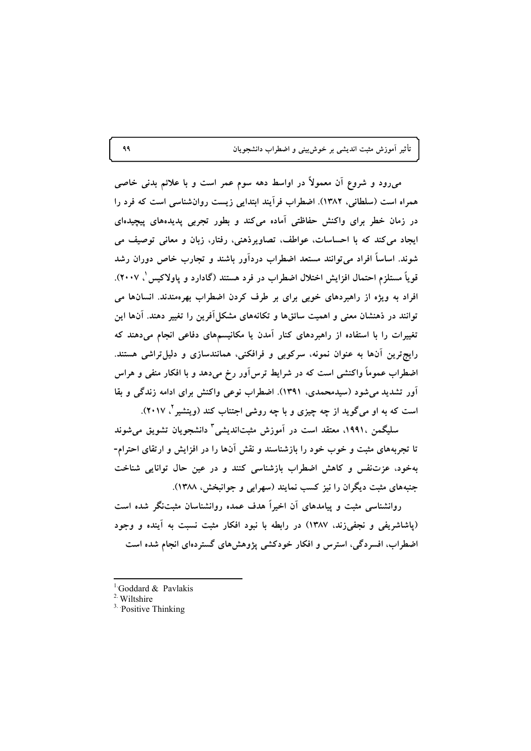می‌رود و شروع آن معمولاً در اواسط دهه سوم عمر است و با علائم بدنی خاصی همراه است (سلطانی، ۱۳۸۲). اضطراب فرآیند ابتدایی زیست روان‌شناسی است که فرد را در زمان خطر برای واکنش حفاظتی آماده می‌کند و بطور تجربی پدیده‌های پیچیده‌ای ایجاد می‌کند که با احساسات، عواطف، تصاویرذهنی، رفتار، زبان و معانی توصیف می شوند. اساساً افراد می‌توانند مستعد اضطراب دردآور باشند و تجارب خاص دوران رشد قویاً مستلزم احتمال افزایش اختلال اضطراب در فرد هستند (گادارد و پاولاکیس[1]، ۲۰۰۷). افراد به ویژه از راهبردهای خوبی برای بر طرف کردن اضطراب بهره‌مندند. انسان‌ها می توانند در ذهنشان معنی و اهمیت سائق‌ها و تکانه‌های مشکل‌آفرین را تغییر دهند. آن‌ها این تغییرات را با استفاده از راهبردهای کنار آمدن یا مکانیسم‌های دفاعی انجام می‌دهند که رایج‌ترین آن‌ها به عنوان نمونه، سرکوبی و فرافکنی، همانندسازی و دلیل‌تراشی هستند. اضطراب عموماً واکنشی است که در شرایط ترس‌آور رخ می‌دهد و با افکار منفی و هراس آور تشدید می‌شود (سیدمحمدی، ۱۳۹۱). اضطراب نوعی واکنش برای ادامه زندگی و بقا است که به او می‌گوید از چه چیزی و با چه روشی اجتناب کند (ویتشیر[2]، ۲۰۱۷).

سلیگمن ،۱۹۹۱، معتقد است در آموزش مثبت‌اندیشی[3] دانشجویان تشویق می‌شوند تا تجربه‌های مثبت و خوب خود را بازشناسند و نقش آن‌ها را در افزایش و ارتقای احترام-به‌خود، عزت‌نفس و کاهش اضطراب بازشناسی کنند و در عین حال توانایی شناخت جنبه‌های مثبت دیگران را نیز کسب نمایند (سهرابی و جوانبخش، ۱۳۸۸).

روانشناسی مثبت و پیامدهای آن اخیراً هدف عمده روانشناسان مثبت‌نگر شده است (پاشاشریفی و نجفی‌زند، ۱۳۸۷) در رابطه با نبود افکار مثبت نسبت به آینده و وجود اضطراب، افسردگی، استرس و افکار خودکشی پژوهش‌های گسترده‌ای انجام شده است

---

[1] Goddard & Pavlakis

[2] Wiltshire

[3] Positive Thinking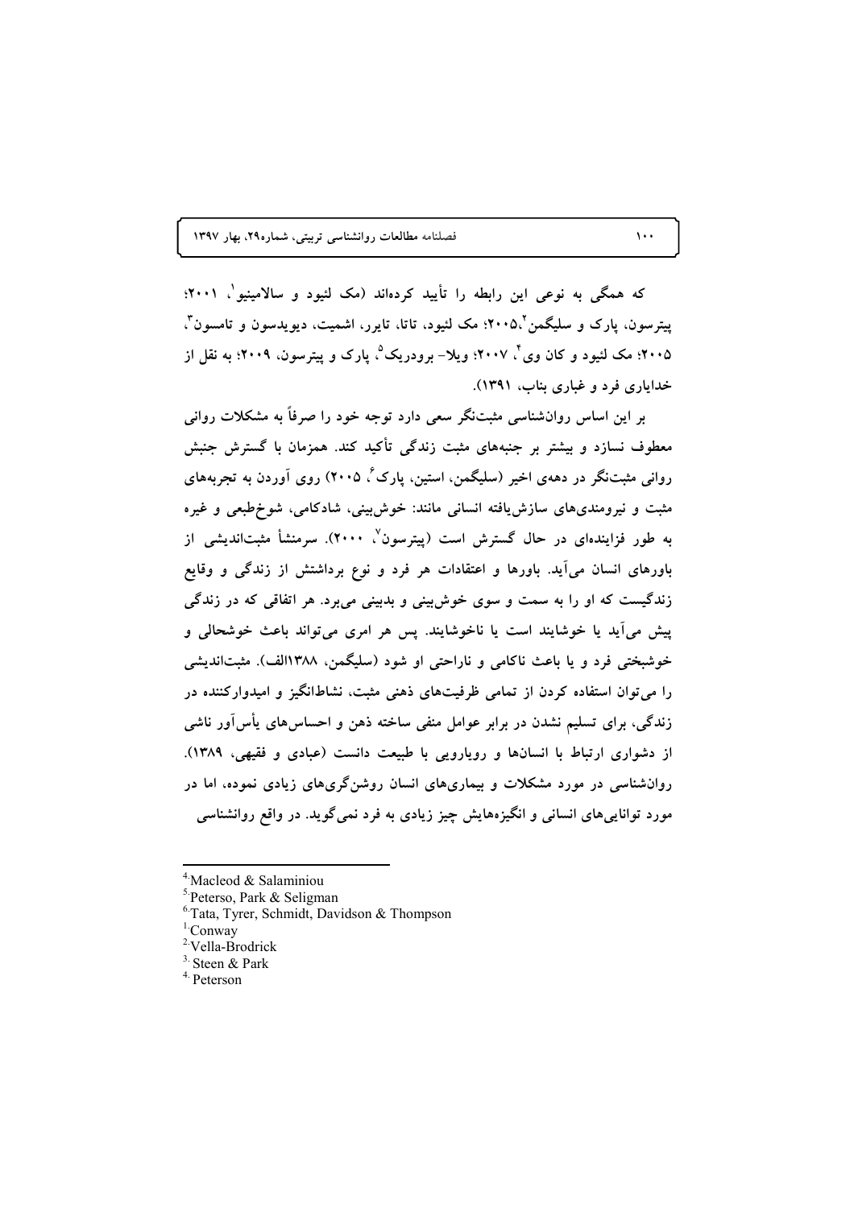که همگی به نوعی این رابطه را تأیید کرده‌اند (مک لئود و سالامینیو[1]، ۲۰۰۱؛ پیترسون، پارک و سلیگمن[2]،۲۰۰۵؛ مک لئود، تاتا، تایرر، اشمیت، دیویدسون و تامسون[3]، ۲۰۰۵؛ مک لئود و کان وی[4]، ۲۰۰۷؛ ویلا- برودریک[5]، پارک و پیترسون، ۲۰۰۹؛ به نقل از خدایاری فرد و غباری بناب، ۱۳۹۱).

بر این اساس روان‌شناسی مثبت‌نگر سعی دارد توجه خود را صرفاً به مشکلات روانی معطوف نسازد و بیشتر بر جنبه‌های مثبت زندگی تأکید کند. همزمان با گسترش جنبش روانی مثبت‌نگر در دهه‌ی اخیر (سلیگمن، استین، پارک[6]، ۲۰۰۵) روی آوردن به تجربه‌های مثبت و نیرومندی‌های سازش‌یافته انسانی مانند: خوش‌بینی، شادکامی، شوخ‌طبعی و غیره به طور فزاینده‌ای در حال گسترش است (پیترسون[7]، ۲۰۰۰). سرمنشأ مثبت‌اندیشی از باورهای انسان می‌آید. باورها و اعتقادات هر فرد و نوع برداشتش از زندگی و وقایع زندگیست که او را به سمت و سوی خوش‌بینی و بدبینی می‌برد. هر اتفاقی که در زندگی پیش می‌آید یا خوشایند است یا ناخوشایند. پس هر امری می‌تواند باعث خوشحالی و خوشبختی فرد و یا باعث ناکامی و ناراحتی او شود (سلیگمن، ۱۳۸۸الف). مثبت‌اندیشی را می‌توان استفاده کردن از تمامی ظرفیت‌های ذهنی مثبت، نشاط‌انگیز و امیدوارکننده در زندگی، برای تسلیم نشدن در برابر عوامل منفی ساخته ذهن و احساس‌های یأس‌آور ناشی از دشواری ارتباط با انسان‌ها و رویارویی با طبیعت دانست (عبادی و فقیهی، ۱۳۸۹). روانشناسی در مورد مشکلات و بیماری‌های انسان روشن‌گری‌های زیادی نموده، اما در مورد توانایی‌های انسانی و انگیزه‌هایش چیز زیادی به فرد نمی‌گوید. در واقع روانشناسی

---

[4] Macleod & Salaminiou
[5] Peterso, Park & Seligman
[6] Tata, Tyrer, Schmidt, Davidson & Thompson
[1] Conway
[2] Vella-Brodrick
[3] Steen & Park
[4] Peterson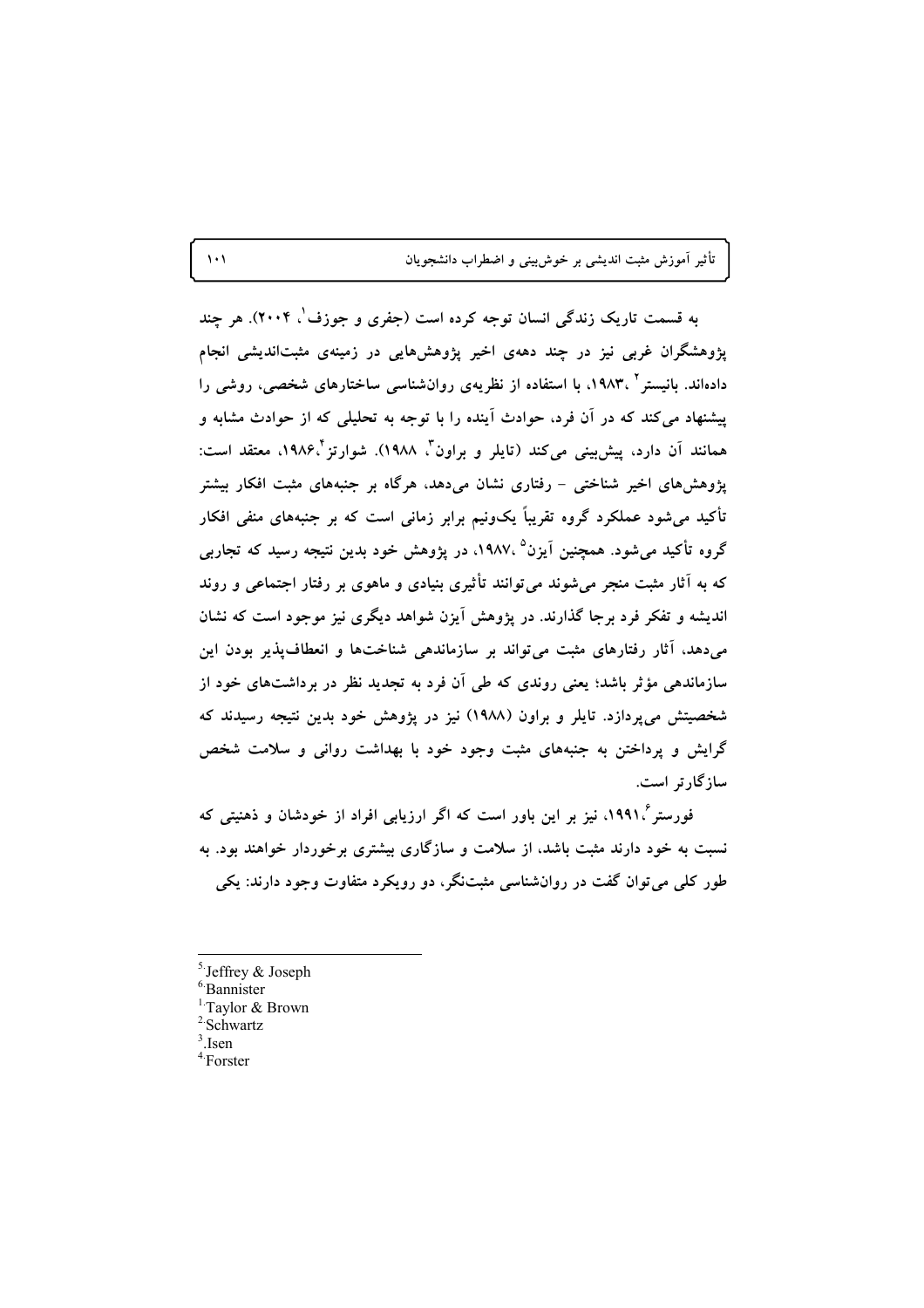به قسمت تاریک زندگی انسان توجه کرده است (جفری و جوزف[1]، ۲۰۰۴). هر چند پژوهشگران غربی نیز در چند دهه‌ی اخیر پژوهش‌هایی در زمینه‌ی مثبت‌اندیشی انجام داده‌اند. بانیستر[2]، ۱۹۸۳، با استفاده از نظریه‌ی روان‌شناسی ساختارهای شخصی، روشی را پیشنهاد می‌کند که در آن فرد، حوادث آینده را با توجه به تحلیلی که از حوادث مشابه و همانند آن دارد، پیش‌بینی می‌کند (تایلر و براون[3]، ۱۹۸۸). شوارتز[4]،۱۹۸۶، معتقد است: پژوهش‌های اخیر شناختی - رفتاری نشان می‌دهد، هرگاه بر جنبه‌های مثبت افکار بیشتر تأکید می‌شود عملکرد گروه تقریباً یک‌ونیم برابر زمانی است که بر جنبه‌های منفی افکار گروه تأکید می‌شود. همچنین آیزن[5] ،۱۹۸۷، در پژوهش خود بدین نتیجه رسید که تجاربی که به آثار مثبت منجر می‌شوند می‌توانند تأثیری بنیادی و ماهوی بر رفتار اجتماعی و روند اندیشه و تفکر فرد برجا گذارند. در پژوهش آیزن شواهد دیگری نیز موجود است که نشان می‌دهد، آثار رفتارهای مثبت می‌تواند بر سازماندهی شناخت‌ها و انعطاف‌پذیر بودن این سازماندهی مؤثر باشد؛ یعنی روندی که طی آن فرد به تجدید نظر در برداشت‌های خود از شخصیتش می‌پردازد. تایلر و براون (۱۹۸۸) نیز در پژوهش خود بدین نتیجه رسیدند که گرایش و پرداختن به جنبه‌های مثبت وجود خود با بهداشت روانی و سلامت شخص سازگارتر است.

فورستر[6]،۱۹۹۱، نیز بر این باور است که اگر ارزیابی افراد از خودشان و ذهنیتی که نسبت به خود دارند مثبت باشد، از سلامت و سازگاری بیشتری برخوردار خواهند بود. به طور کلی می‌توان گفت در روان‌شناسی مثبت‌نگر، دو رویکرد متفاوت وجود دارند: یکی

---

[5] Jeffrey & Joseph
[6] Bannister
[1] Taylor & Brown
[2] Schwartz
[3] Isen
[4] Forster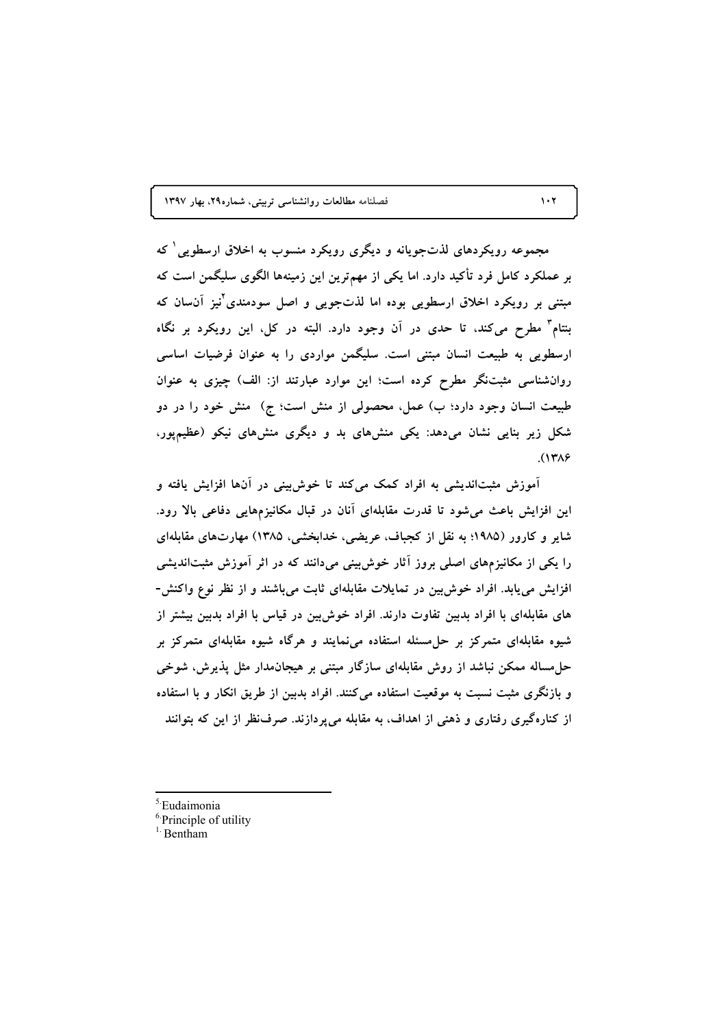مجموعه رویکردهای لذت‌جویانه و دیگری رویکرد منسوب به اخلاق ارسطویی[1] که بر عملکرد کامل فرد تأکید دارد. اما یکی از مهم‌ترین این زمینه‌ها الگوی سلیگمن است که مبتنی بر رویکرد اخلاق ارسطویی بوده اما لذت‌جویی و اصل سودمندی[2]نیز آن‌سان که بنتام[3] مطرح می‌کند، تا حدی در آن وجود دارد. البته در کل، این رویکرد بر نگاه ارسطویی به طبیعت انسان مبتنی است. سلیگمن مواردی را به عنوان فرضیات اساسی روان‌شناسی مثبت‌نگر مطرح کرده است؛ این موارد عبارتند از: الف) چیزی به عنوان طبیعت انسان وجود دارد؛ ب) عمل، محصولی از منش است؛ ج) منش خود را در دو شکل زیر بنایی نشان می‌دهد: یکی منش‌های بد و دیگری منش‌های نیکو (عظیم‌پور، ۱۳۸۶).

آموزش مثبت‌اندیشی به افراد کمک می‌کند تا خوش‌بینی در آن‌ها افزایش یافته و این افزایش باعث می‌شود تا قدرت مقابله‌ای آنان در قبال مکانیزم‌هایی دفاعی بالا رود. شایر و کارور (۱۹۸۵؛ به نقل از کجباف، عریضی، خدابخشی، ۱۳۸۵) مهارت‌های مقابله‌ای را یکی از مکانیزم‌های اصلی بروز آثار خوش‌بینی می‌دانند که در اثر آموزش مثبت‌اندیشی افزایش می‌یابد. افراد خوش‌بین در تمایلات مقابله‌ای ثابت می‌باشند و از نظر نوع واکنش-های مقابله‌ای با افراد بدبین تفاوت دارند. افراد خوش‌بین در قیاس با افراد بدبین بیشتر از شیوه مقابله‌ای متمرکز بر حل‌مسئله استفاده می‌نمایند و هرگاه شیوه مقابله‌ای متمرکز بر حل‌مساله ممکن نباشد از روش مقابله‌ای سازگار مبتنی بر هیجان‌مدار مثل پذیرش، شوخی و بازنگری مثبت نسبت به موقعیت استفاده می‌کنند. افراد بدبین از طریق انکار و با استفاده از کناره‌گیری رفتاری و ذهنی از اهداف، به مقابله می‌پردازند. صرف‌نظر از این که بتوانند

---

[5] Eudaimonia

[6] Principle of utility

[1] Bentham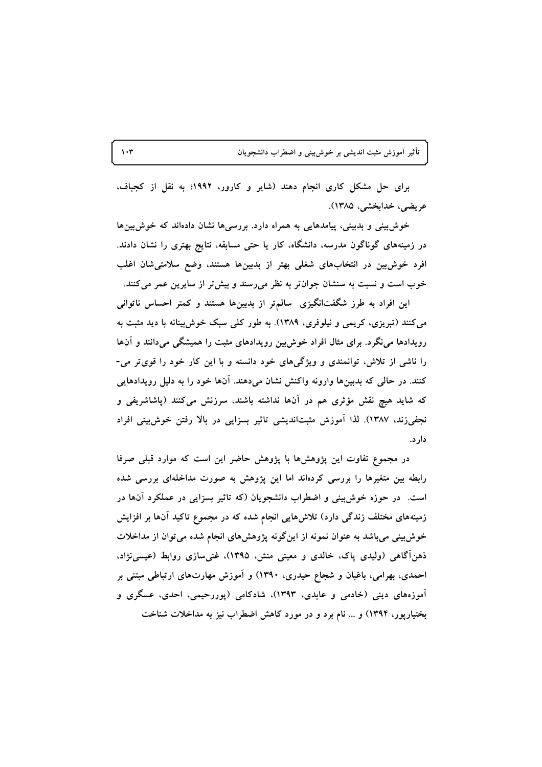برای حل مشکل کاری انجام دهند (شایر و کارور، ۱۹۹۲؛ به نقل از کجباف، عریضی، خدابخشی، ۱۳۸۵).

خوش‌بینی و بدبینی، پیامدهایی به همراه دارد. بررسی‌ها نشان داده‌اند که خوش‌بین‌ها در زمینه‌های گوناگون مدرسه، دانشگاه، کار یا حتی مسابقه، نتایج بهتری را نشان دادند. افراد خوش‌بین در انتخاب‌های شغلی بهتر از بدبین‌ها هستند، وضع سلامتی‌شان اغلب خوب است و نسبت به سنشان جوان‌تر به نظر می‌رسند و بیش‌تر از سایرین عمر می‌کنند.

این افراد به طرز شگفت‌انگیزی سالم‌تر از بدبین‌ها هستند و کمتر احساس ناتوانی می‌کنند (تبریزی، کریمی و نیلوفری، ۱۳۸۹). به طور کلی سبک خوش‌بینانه با دید مثبت به رویدادها می‌نگرد. برای مثال افراد خوش‌بین رویدادهای مثبت را همیشگی می‌دانند و آن‌ها را ناشی از تلاش، توانمندی و ویژگی‌های خود دانسته و با این کار خود را قوی‌تر می‌کنند. در حالی که بدبین‌ها وارونه واکنش نشان می‌دهند. آن‌ها خود را به دلیل رویدادهایی که شاید هیچ نقش مؤثری هم در آن‌ها نداشته باشند، سرزنش می‌کنند (پاشاشریفی و نجفی‌زند، ۱۳۸۷). لذا آموزش مثبت‌اندیشی تاثیر بسزایی در بالا رفتن خوش‌بینی افراد دارد.

در مجموع تفاوت این پژوهش‌ها با پژوهش حاضر این است که موارد قبلی صرفا رابطه بین متغیرها را بررسی کرده‌اند اما این پژوهش به صورت مداخله‌ای بررسی شده است. در حوزه خوش‌بینی و اضطراب دانشجویان (که تاثیر بسزایی در عملکرد آن‌ها در زمینه‌های مختلف زندگی دارد) تلاش‌هایی انجام شده که در مجموع تاکید آن‌ها بر افزایش خوش‌بینی می‌باشد به عنوان نمونه از این‌گونه پژوهش‌های انجام شده می‌توان از مداخلات ذهن‌آگاهی (ولیدی پاک، خالدی و معینی منش، ۱۳۹۵)، غنی‌سازی روابط (عیسی‌نژاد، احمدی، بهرامی، باغبان و شجاع حیدری، ۱۳۹۰) و آموزش مهارت‌های ارتباطی مبتنی بر آموزه‌های دینی (خادمی و عابدی، ۱۳۹۳)، شادکامی (پوررحیمی، احدی، عسگری و بختیارپور، ۱۳۹۴) و ... نام برد و در مورد کاهش اضطراب نیز به مداخلات شناخت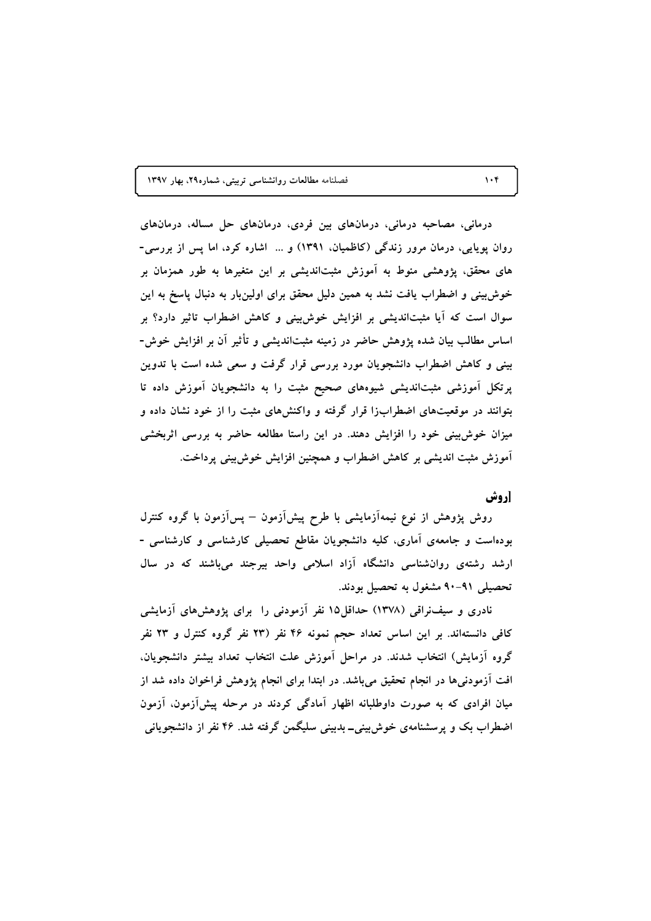درمانی، مصاحبه درمانی، درمان‌های بین فردی، درمان‌های حل مساله، درمان‌های روان پویایی، درمان مرور زندگی (کاظمیان، ۱۳۹۱) و ... اشاره کرد، اما پس از بررسی‌های محقق، پژوهشی منوط به آموزش مثبت‌اندیشی بر این متغیرها به طور همزمان بر خوش‌بینی و اضطراب یافت نشد به همین دلیل محقق برای اولین‌بار به دنبال پاسخ به این سوال است که آیا مثبت‌اندیشی بر افزایش خوش‌بینی و کاهش اضطراب تاثیر دارد؟ بر اساس مطالب بیان شده پژوهش حاضر در زمینه مثبت‌اندیشی و تأثیر آن بر افزایش خوش‌بینی و کاهش اضطراب دانشجویان مورد بررسی قرار گرفت و سعی شده است با تدوین پرتکل آموزشی مثبت‌اندیشی شیوه‌های صحیح مثبت را به دانشجویان آموزش داده تا بتوانند در موقعیت‌های اضطراب‌زا قرار گرفته و واکنش‌های مثبت را از خود نشان داده و میزان خوش‌بینی خود را افزایش دهند. در این راستا مطالعه حاضر به بررسی اثربخشی آموزش مثبت اندیشی بر کاهش اضطراب و همچنین افزایش خوش‌بینی پرداخت.

## روش

روش پژوهش از نوع نیمه‌آزمایشی با طرح پیش‌آزمون – پس‌آزمون با گروه کنترل بوده‌است و جامعه‌ی آماری، کلیه دانشجویان مقاطع تحصیلی کارشناسی و کارشناسی - ارشد رشته‌ی روان‌شناسی دانشگاه آزاد اسلامی واحد بیرجند می‌باشند که در سال تحصیلی ۹۱-۹۰ مشغول به تحصیل بودند.

نادری و سیف‌نراقی (۱۳۷۸) حداقل۱۵ نفر آزمودنی را برای پژوهش‌های آزمایشی کافی دانسته‌اند. بر این اساس تعداد حجم نمونه ۴۶ نفر (۲۳ نفر گروه کنترل و ۲۳ نفر گروه آزمایش) انتخاب شدند. در مراحل آموزش علت انتخاب تعداد بیشتر دانشجویان، افت آزمودنی‌ها در انجام تحقیق می‌باشد. در ابتدا برای انجام پژوهش فراخوان داده شد از میان افرادی که به صورت داوطلبانه اظهار آمادگی کردند در مرحله پیش‌آزمون، آزمون اضطراب بک و پرسشنامه‌ی خوش‌بینی\_ بدبینی سلیگمن گرفته شد. ۴۶ نفر از دانشجویانی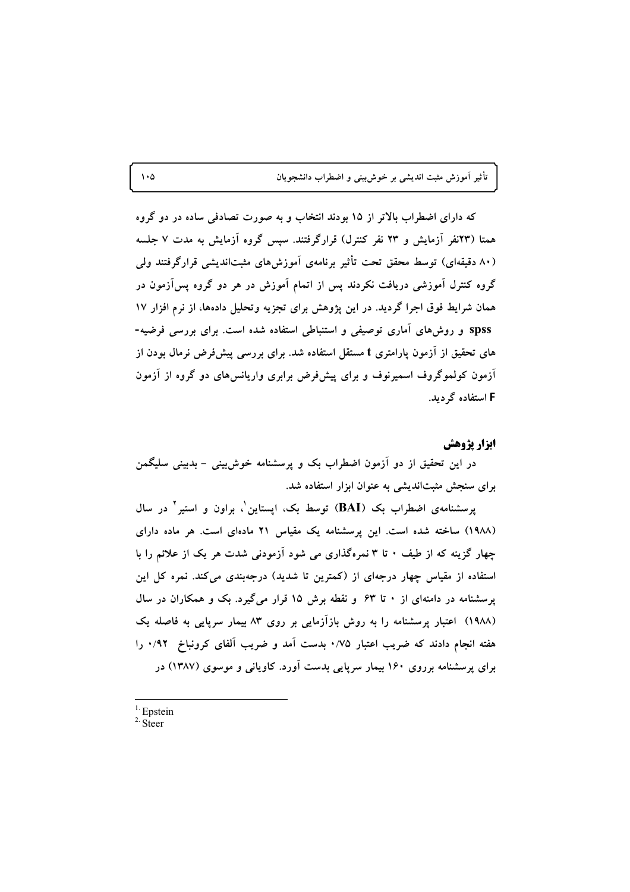که دارای اضطراب بالاتر از ۱۵ بودند انتخاب و به صورت تصادفی ساده در دو گروه همتا (۲۳نفر آزمایش و ۲۳ نفر کنترل) قرارگرفتند. سپس گروه آزمایش به مدت ۷ جلسه (۸۰ دقیقه‌ای) توسط محقق تحت تأثیر برنامه‌ی آموزش‌های مثبت‌اندیشی قرارگرفتند ولی گروه کنترل آموزشی دریافت نکردند پس از اتمام آموزش در هر دو گروه پس‌آزمون در همان شرایط فوق اجرا گردید. در این پژوهش برای تجزیه وتحلیل داده‌ها، از نرم افزار ۱۷ spss و روش‌های آماری توصیفی و استنباطی استفاده شده است. برای بررسی فرضیه-های تحقیق از آزمون پارامتری t مستقل استفاده شد. برای بررسی پیش‌فرض نرمال بودن از آزمون کولموگروف اسمیرنوف و برای پیش‌فرض برابری واریانس‌های دو گروه از آزمون F استفاده گردید.

### ابزار پژوهش

در این تحقیق از دو آزمون اضطراب بک و پرسشنامه خوش‌بینی - بدبینی سلیگمن برای سنجش مثبت‌اندیشی به عنوان ابزار استفاده شد.

پرسشنامه‌ی اضطراب بک (BAI) توسط بک، اپستاین[1]، براون و استیر[2] در سال (۱۹۸۸) ساخته شده است. این پرسشنامه یک مقیاس ۲۱ ماده‌ای است. هر ماده دارای چهار گزینه که از طیف ۰ تا ۳ نمره‌گذاری می شود آزمودنی شدت هر یک از علائم را با استفاده از مقیاس چهار درجه‌ای از (کمترین تا شدید) درجه‌بندی می‌کند. نمره کل این پرسشنامه در دامنه‌ای از ۰ تا ۶۳ و نقطه برش ۱۵ قرار می‌گیرد. بک و همکاران در سال (۱۹۸۸) اعتبار پرسشنامه را به روش بازآزمایی بر روی ۸۳ بیمار سرپایی به فاصله یک هفته انجام دادند که ضریب اعتبار ۰/۷۵ بدست آمد و ضریب آلفای کرونباخ ۰/۹۲ را برای پرسشنامه برروی ۱۶۰ بیمار سرپایی بدست آورد. کاویانی و موسوی (۱۳۸۷) در

---

1. Epstein
2. Steer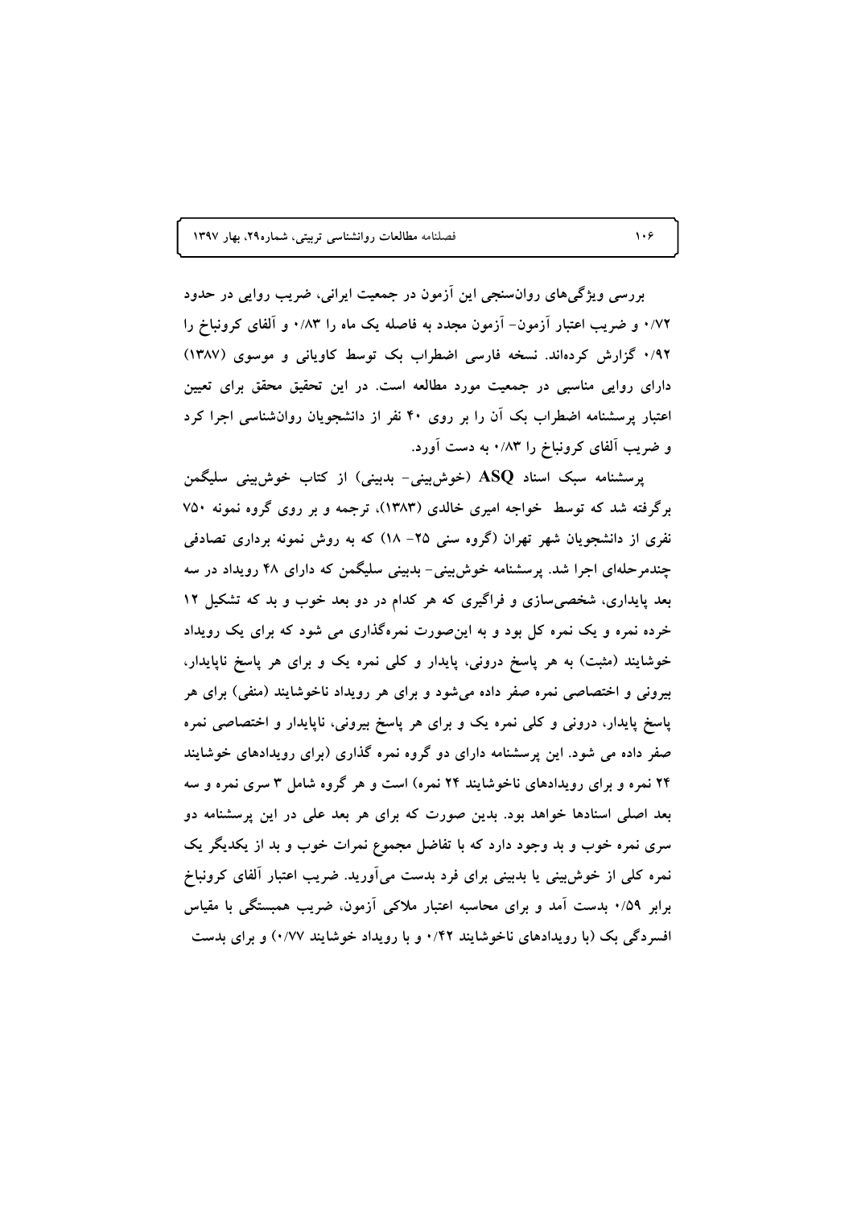بررسی ویژگی‌های روان‌سنجی این آزمون در جمعیت ایرانی، ضریب روایی در حدود ۰/۷۲ و ضریب اعتبار آزمون- آزمون مجدد به فاصله یک ماه را ۰/۸۳ و آلفای کرونباخ را ۰/۹۲ گزارش کرده‌اند. نسخه فارسی اضطراب بک توسط کاویانی و موسوی (۱۳۸۷) دارای روایی مناسبی در جمعیت مورد مطالعه است. در این تحقیق محقق برای تعیین اعتبار پرسشنامه اضطراب بک آن را بر روی ۴۰ نفر از دانشجویان روان‌شناسی اجرا کرد و ضریب آلفای کرونباخ را ۰/۸۳ به دست آورد.

پرسشنامه سبک اسناد ASQ (خوش‌بینی- بدبینی) از کتاب خوش‌بینی سلیگمن برگرفته شد که توسط خواجه امیری خالدی (۱۳۸۳)، ترجمه و بر روی گروه نمونه ۷۵۰ نفری از دانشجویان شهر تهران (گروه سنی ۲۵- ۱۸) که به روش نمونه برداری تصادفی چندمرحله‌ای اجرا شد. پرسشنامه خوش‌بینی- بدبینی سلیگمن که دارای ۴۸ رویداد در سه بعد پایداری، شخصی‌سازی و فراگیری که هر کدام در دو بعد خوب و بد که تشکیل ۱۲ خرده نمره و یک نمره کل بود و به این‌صورت نمره‌گذاری می شود که برای یک رویداد خوشایند (مثبت) به هر پاسخ درونی، پایدار و کلی نمره یک و برای هر پاسخ ناپایدار، بیرونی و اختصاصی نمره صفر داده می‌شود و برای هر رویداد ناخوشایند (منفی) برای هر پاسخ پایدار، درونی و کلی نمره یک و برای هر پاسخ بیرونی، ناپایدار و اختصاصی نمره صفر داده می شود. این پرسشنامه دارای دو گروه نمره گذاری (برای رویدادهای خوشایند ۲۴ نمره و برای رویدادهای ناخوشایند ۲۴ نمره) است و هر گروه شامل ۳ سری نمره و سه بعد اصلی اسنادها خواهد بود. بدین صورت که برای هر بعد علی در این پرسشنامه دو سری نمره خوب و بد وجود دارد که با تفاضل مجموع نمرات خوب و بد از یکدیگر یک نمره کلی از خوش‌بینی یا بدبینی برای فرد بدست می‌آورید. ضریب اعتبار آلفای کرونباخ برابر ۰/۵۹ بدست آمد و برای محاسبه اعتبار ملاکی آزمون، ضریب همبستگی با مقیاس افسردگی بک (با رویدادهای ناخوشایند ۰/۴۲ و با رویداد خوشایند ۰/۷۷) و برای بدست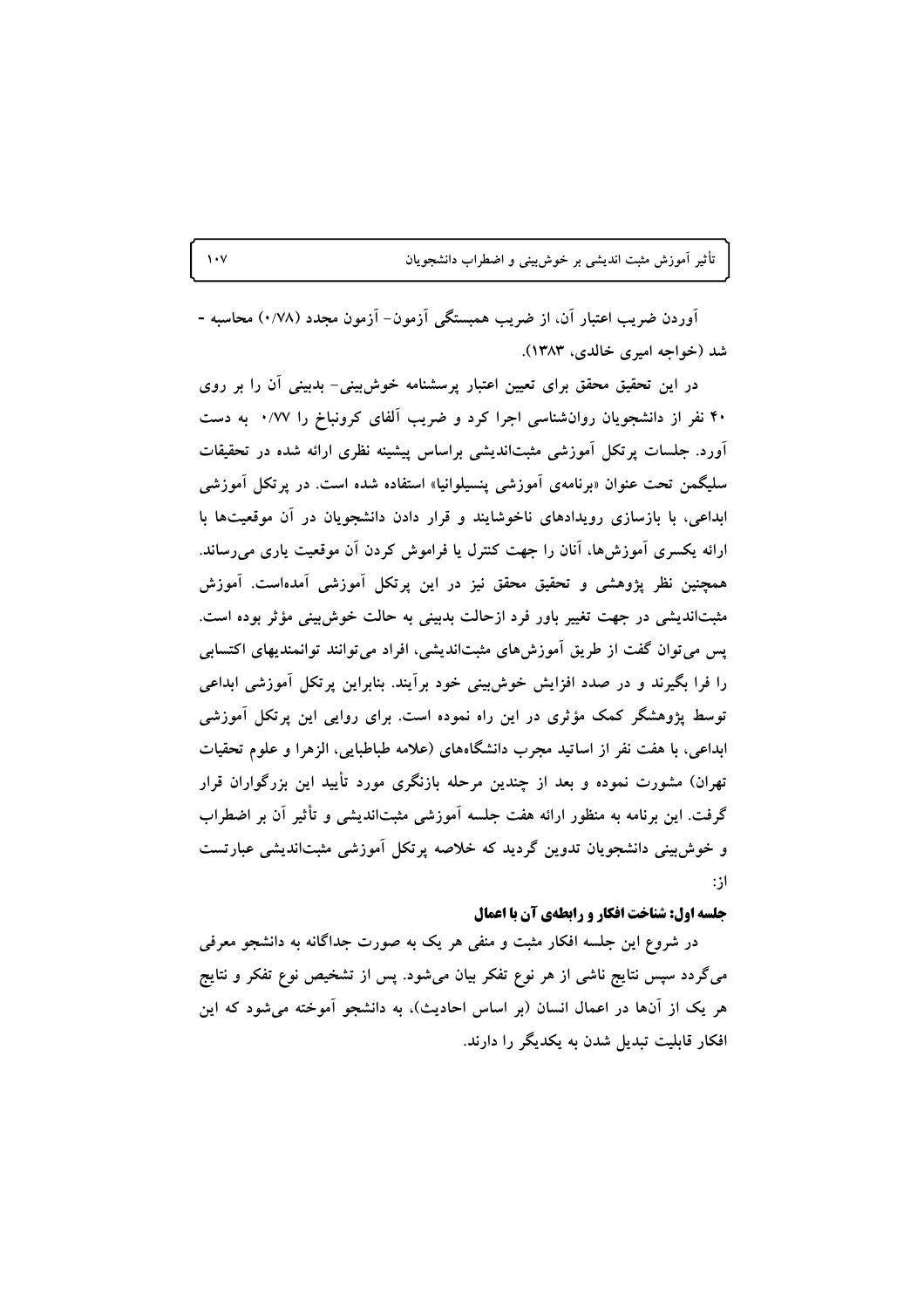آوردن ضریب اعتبار آن، از ضریب همبستگی آزمون- آزمون مجدد (۰/۷۸) محاسبه - شد (خواجه امیری خالدی، ۱۳۸۳).

در این تحقیق محقق برای تعیین اعتبار پرسشنامه خوش‌بینی- بدبینی آن را بر روی ۴۰ نفر از دانشجویان روان‌شناسی اجرا کرد و ضریب آلفای کرونباخ را ۰/۷۷ به دست آورد. جلسات پرتکل آموزشی مثبت‌اندیشی براساس پیشینه نظری ارائه شده در تحقیقات سلیگمن تحت عنوان «برنامه‌ی آموزشی پنسیلوانیا» استفاده شده است. در پرتکل آموزشی ابداعی، با بازسازی رویدادهای ناخوشایند و قرار دادن دانشجویان در آن موقعیت‌ها با ارائه یکسری آموزش‌ها، آنان را جهت کنترل یا فراموش کردن آن موقعیت یاری می‌رساند. همچنین نظر پژوهشی و تحقیق محقق نیز در این پرتکل آموزشی آمده‌است. آموزش مثبت‌اندیشی در جهت تغییر باور فرد ازحالت بدبینی به حالت خوش‌بینی مؤثر بوده است. پس می‌توان گفت از طریق آموزش‌های مثبت‌اندیشی، افراد می‌توانند توانمندیهای اکتسابی را فرا بگیرند و در صدد افزایش خوش‌بینی خود برآیند. بنابراین پرتکل آموزشی ابداعی توسط پژوهشگر کمک مؤثری در این راه نموده است. برای روایی این پرتکل آموزشی ابداعی، با هفت نفر از اساتید مجرب دانشگاه‌های (علامه طباطبایی، الزهرا و علوم تحقیات تهران) مشورت نموده و بعد از چندین مرحله بازنگری مورد تأیید این بزرگواران قرار گرفت. این برنامه به منظور ارائه هفت جلسه آموزشی مثبت‌اندیشی و تأثیر آن بر اضطراب و خوش‌بینی دانشجویان تدوین گردید که خلاصه پرتکل آموزشی مثبت‌اندیشی عبارتست از:

**جلسه اول: شناخت افکار و رابطه‌ی آن با اعمال**

در شروع این جلسه افکار مثبت و منفی هر یک به صورت جداگانه به دانشجو معرفی می‌گردد سپس نتایج ناشی از هر نوع تفکر بیان می‌شود. پس از تشخیص نوع تفکر و نتایج هر یک از آن‌ها در اعمال انسان (بر اساس احادیث)، به دانشجو آموخته می‌شود که این افکار قابلیت تبدیل شدن به یکدیگر را دارند.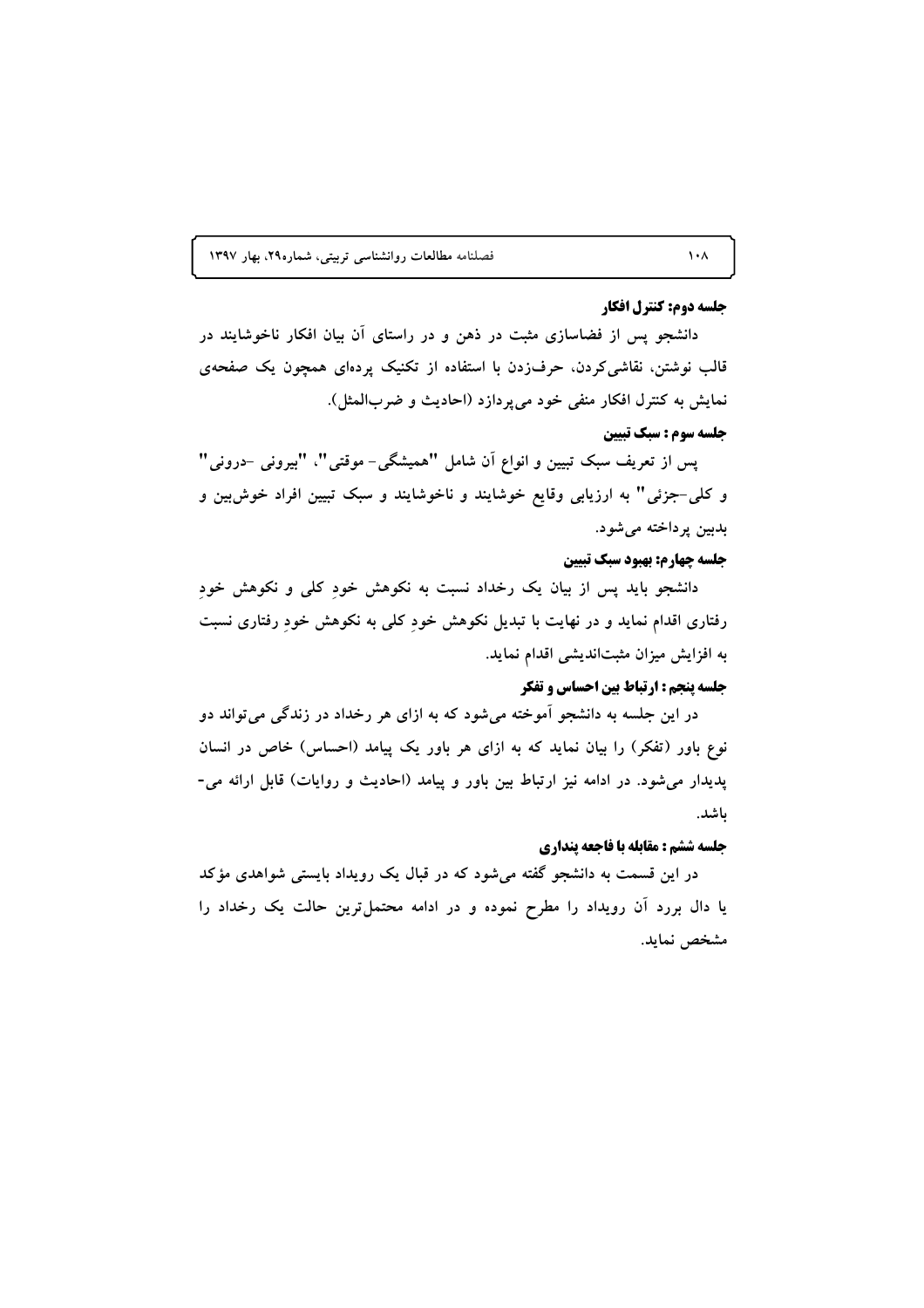**جلسه دوم: کنترل افکار**

دانشجو پس از فضاسازی مثبت در ذهن و در راستای آن بیان افکار ناخوشایند در قالب نوشتن، نقاشی‌کردن، حرف‌زدن با استفاده از تکنیک پرده‌ای همچون یک صفحه‌ی نمایش به کنترل افکار منفی خود می‌پردازد (احادیث و ضرب‌المثل).

**جلسه سوم : سبک تبیین**

پس از تعریف سبک تبیین و انواع آن شامل "همیشگی- موقتی"، "بیرونی -درونی" و کلی-جزئی" به ارزیابی وقایع خوشایند و ناخوشایند و سبک تبیین افراد خوش‌بین و بدبین پرداخته می‌شود.

**جلسه چهارم: بهبود سبک تبیین**

دانشجو باید پس از بیان یک رخداد نسبت به نکوهش خودِ کلی و نکوهش خودِ رفتاری اقدام نماید و در نهایت با تبدیل نکوهش خودِ کلی به نکوهش خودِ رفتاری نسبت به افزایش میزان مثبت‌اندیشی اقدام نماید.

**جلسه پنجم : ارتباط بین احساس و تفکر**

در این جلسه به دانشجو آموخته می‌شود که به ازای هر رخداد در زندگی می‌تواند دو نوع باور (تفکر) را بیان نماید که به ازای هر باور یک پیامد (احساس) خاص در انسان پدیدار می‌شود. در ادامه نیز ارتباط بین باور و پیامد (احادیث و روایات) قابل ارائه می‌باشد.

**جلسه ششم : مقابله با فاجعه پنداری**

در این قسمت به دانشجو گفته می‌شود که در قبال یک رویداد بایستی شواهدی مؤکد یا دال بررد آن رویداد را مطرح نموده و در ادامه محتمل‌ترین حالت یک رخداد را مشخص نماید.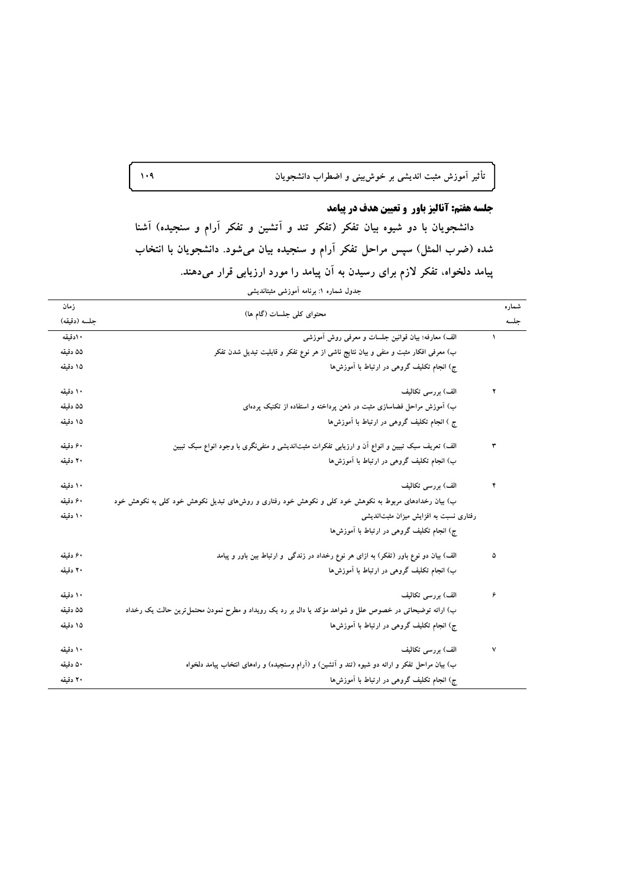**جلسه هفتم: آنالیز باور و تعیین هدف در پیامد**

دانشجویان با دو شیوه بیان تفکر (تفکر تند و آتشین و تفکر آرام و سنجیده) آشنا شده (ضرب المثل) سپس مراحل تفکر آرام و سنجیده بیان می‌شود. دانشجویان با انتخاب پیامد دلخواه، تفکر لازم برای رسیدن به آن پیامد را مورد ارزیابی قرار می‌دهند.

جدول شماره ۱: برنامه آموزشی مثبتاندیشی

| شماره جلسه | محتوای کلی جلسات (گام ها) | زمان جلسه (دقیقه) |
|---|---|---|
| ۱ | الف) معارفه؛ بیان قوانین جلسات و معرفی روش آموزشی | ۱۰دقیقه |
| | ب) معرفی افکار مثبت و منفی و بیان نتایج ناشی از هر نوع تفکر و قابلیت تبدیل شدن تفکر | ۵۵ دقیقه |
| | ج) انجام تکلیف گروهی در ارتباط با آموزش‌ها | ۱۵ دقیقه |
| ۲ | الف) بررسی تکالیف | ۱۰ دقیقه |
| | ب) آموزش مراحل فضاسازی مثبت در ذهن پرداخته و استفاده از تکنیک پرده‌ای | ۵۵ دقیقه |
| | ج ) انجام تکلیف گروهی در ارتباط با آموزش‌ها | ۱۵ دقیقه |
| ۳ | الف) تعریف سبک تبیین و انواع آن و ارزیابی تفکرات مثبت‌اندیشی و منفی‌نگری با وجود انواع سبک تبیین | ۶۰ دقیقه |
| | ب) انجام تکلیف گروهی در ارتباط با آموزش‌ها | ۲۰ دقیقه |
| ۴ | الف) بررسی تکالیف | ۱۰ دقیقه |
| | ب) بیان رخدادهای مربوط به نکوهش خود کلی و نکوهش خود رفتاری و روش‌های تبدیل نکوهش خود کلی به نکوهش خود رفتاری نسبت به افزایش میزان مثبت‌اندیشی | ۶۰ دقیقه |
| | ج) انجام تکلیف گروهی در ارتباط با آموزش‌ها | ۱۰ دقیقه |
| ۵ | الف) بیان دو نوع باور (تفکر) به ازای هر نوع رخداد در زندگی و ارتباط بین باور و پیامد | ۶۰ دقیقه |
| | ب) انجام تکلیف گروهی در ارتباط با آموزش‌ها | ۲۰ دقیقه |
| ۶ | الف) بررسی تکالیف | ۱۰ دقیقه |
| | ب) ارائه توضیحاتی در خصوص علل و شواهد مؤکد یا دال بر رد یک رویداد و مطرح نمودن محتمل‌ترین حالت یک رخداد | ۵۵ دقیقه |
| | ج) انجام تکلیف گروهی در ارتباط با آموزش‌ها | ۱۵ دقیقه |
| ۷ | الف) بررسی تکالیف | ۱۰ دقیقه |
| | ب) بیان مراحل تفکر و ارائه دو شیوه (تند و آتشین) و (آرام وسنجیده) و راههای انتخاب پیامد دلخواه | ۵۰ دقیقه |
| | ج) انجام تکلیف گروهی در ارتباط با آموزش‌ها | ۲۰ دقیقه |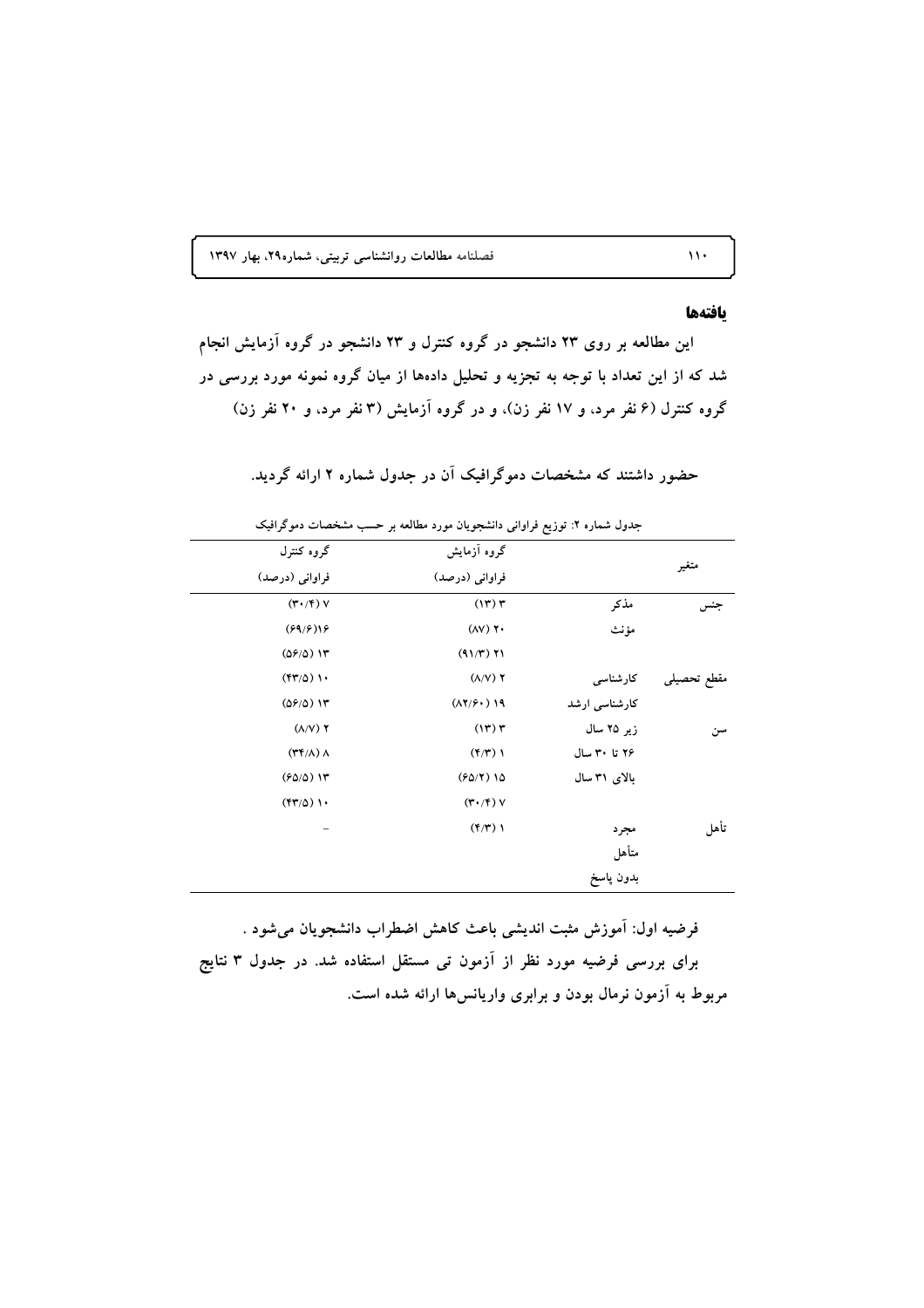## یافته‌ها

این مطالعه بر روی ۲۳ دانشجو در گروه کنترل و ۲۳ دانشجو در گروه آزمایش انجام شد که از این تعداد با توجه به تجزیه و تحلیل داده‌ها از میان گروه نمونه مورد بررسی در گروه کنترل (۶ نفر مرد، و ۱۷ نفر زن)، و در گروه آزمایش (۳ نفر مرد، و ۲۰ نفر زن)

حضور داشتند که مشخصات دموگرافیک آن در جدول شماره ۲ ارائه گردید.

جدول شماره ۲: توزیع فراوانی دانشجویان مورد مطالعه بر حسب مشخصات دموگرافیک

| متغیر | | گروه آزمایش فراوانی (درصد) | گروه کنترل فراوانی (درصد) |
|---|---|---|---|
| جنس | مذکر | ۳ (۱۳) | ۷ (۳۰/۴) |
| | مؤنث | ۲۰ (۸۷) | ۱۶(۶۹/۶) |
| | | ۲۱ (۹۱/۳) | ۱۳ (۵۶/۵) |
| مقطع تحصیلی | کارشناسی | ۲ (۸/۷) | ۱۰ (۴۳/۵) |
| | کارشناسی ارشد | ۱۹ (۸۲/۶۰) | ۱۳ (۵۶/۵) |
| سن | زیر ۲۵ سال | ۳ (۱۳) | ۲ (۸/۷) |
| | ۲۶ تا ۳۰ سال | ۱ (۴/۳) | ۸ (۳۴/۸) |
| | بالای ۳۱ سال | ۱۵ (۶۵/۲) | ۱۳ (۶۵/۵) |
| | | ۷ (۳۰/۴) | ۱۰ (۴۳/۵) |
| تأهل | مجرد | ۱ (۴/۳) | - |
| | متأهل | | |
| | بدون پاسخ | | |

فرضیه اول: آموزش مثبت اندیشی باعث کاهش اضطراب دانشجویان می‌شود .

برای بررسی فرضیه مورد نظر از آزمون تی مستقل استفاده شد. در جدول ۳ نتایج مربوط به آزمون نرمال بودن و برابری واریانس‌ها ارائه شده است.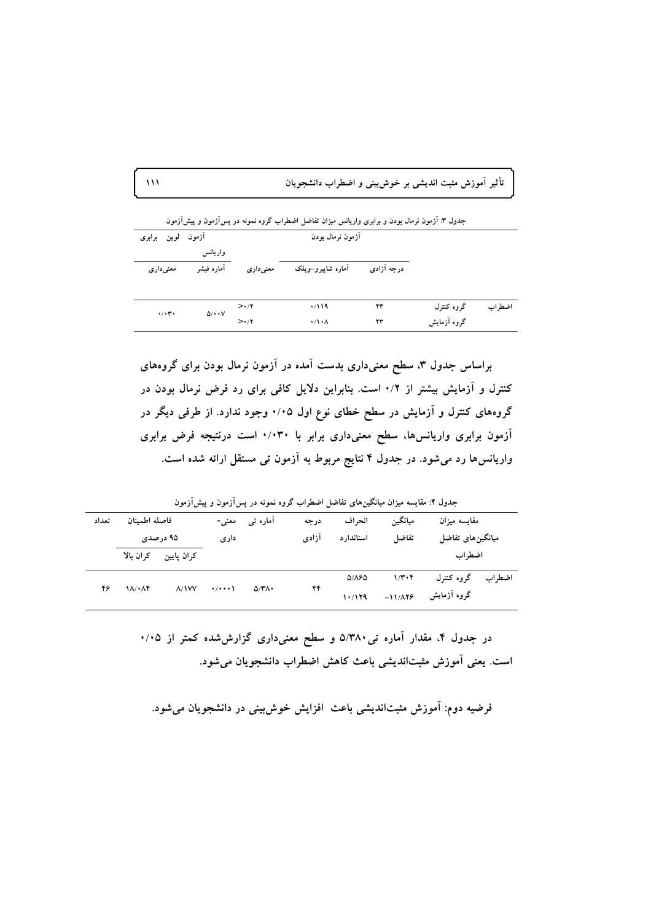جدول ۳: آزمون نرمال بودن و برابری واریانس میزان تفاضل اضطراب گروه نمونه در پس‌آزمون و پیش‌آزمون

| | | آزمون نرمال بودن | | | آزمون لوین برابری واریانس | |
|---|---|---|---|---|---|---|
| | | درجه آزادی | آماره شاپیرو-ویلک | معنی‌داری | آماره فیشر | معنی‌داری |
| اضطراب | گروه کنترل | ۲۳ | ۰/۱۱۹ | >۰/۲ | ۵/۰۰۷ | ۰/۰۳۰ |
| | گروه آزمایش | ۲۳ | ۰/۱۰۸ | >۰/۲ | | |

براساس جدول ۳، سطح معنی‌داری بدست آمده در آزمون نرمال بودن برای گروه‌های کنترل و آزمایش بیشتر از ۰/۲ است. بنابراین دلایل کافی برای رد فرض نرمال بودن در گروه‌های کنترل و آزمایش در سطح خطای نوع اول ۰/۰۵ وجود ندارد. از طرفی دیگر در آزمون برابری واریانس‌ها، سطح معنی‌داری برابر با ۰/۰۳۰ است درنتیجه فرض برابری واریانس‌ها رد می‌شود. در جدول ۴ نتایج مربوط به آزمون تی مستقل ارائه شده است.

جدول ۴: مقایسه میزان میانگین‌های تفاضل اضطراب گروه نمونه در پس‌آزمون و پیش‌آزمون

| مقایسه میزان میانگین‌های تفاضل اضطراب | | میانگین تفاضل | انحراف استاندارد | درجه آزادی | آماره تی | معنی‌داری | فاصله اطمینان ۹۵ درصدی | | تعداد |
|---|---|---|---|---|---|---|---|---|---|
| | | | | | | | کران پایین | کران بالا | |
| اضطراب | گروه کنترل | ۱/۳۰۴ | ۵/۸۶۵ | ۴۴ | ۵/۳۸۰ | ۰/۰۰۰۱ | ۸/۱۷۷ | ۱۸/۰۸۴ | ۴۶ |
| | گروه آزمایش | -۱۱/۸۲۶ | ۱۰/۱۲۹ | | | | | | |

در جدول ۴، مقدار آماره تی ۵/۳۸۰ و سطح معنی‌داری گزارش‌شده کمتر از ۰/۰۵ است. یعنی آموزش مثبت‌اندیشی باعث کاهش اضطراب دانشجویان می‌شود.

**فرضیه دوم: آموزش مثبت‌اندیشی باعث افزایش خوش‌بینی در دانشجویان می‌شود.**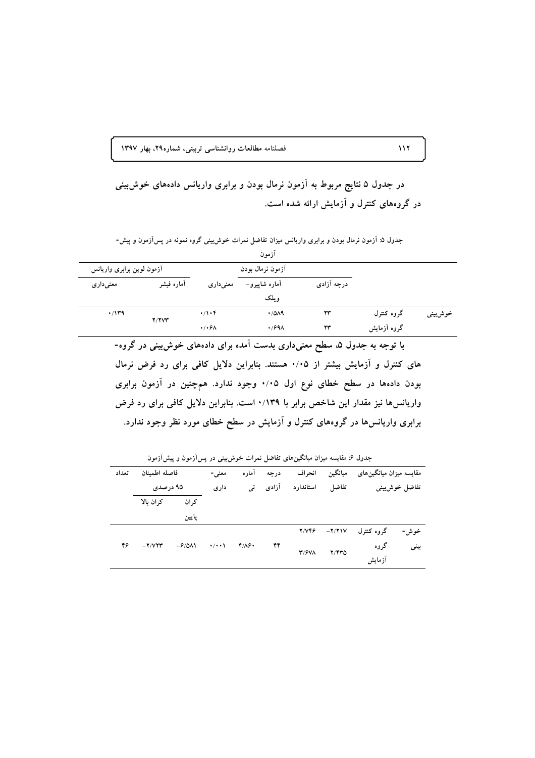در جدول ۵ نتایج مربوط به آزمون نرمال بودن و برابری واریانس دادههای خوش‌بینی در گروه‌های کنترل و آزمایش ارائه شده است.

جدول ۵: آزمون نرمال بودن و برابری واریانس میزان تفاضل نمرات خوش‌بینی گروه نمونه در پس‌آزمون و پیش-آزمون

| | | آزمون نرمال بودن | | | آزمون لوین برابری واریانس | |
|---|---|---|---|---|---|---|
| | | درجه آزادی | آماره شاپیرو-ویلک | معنی‌داری | آماره فیشر | معنی‌داری |
| خوش‌بینی | گروه کنترل | ۲۳ | ۰/۵۸۹ | ۰/۱۰۴ | ۲/۲۷۳ | ۰/۱۳۹ |
| | گروه آزمایش | ۲۳ | ۰/۶۹۸ | ۰/۰۶۸ | | |

با توجه به جدول ۵، سطح معنی‌داری بدست آمده برای داده‌های خوش‌بینی در گروه-های کنترل و آزمایش بیشتر از ۰/۰۵ هستند. بنابراین دلایل کافی برای رد فرض نرمال بودن داده‌ها در سطح خطای نوع اول ۰/۰۵ وجود ندارد. همچنین در آزمون برابری واریانس‌ها نیز مقدار این شاخص برابر با ۰/۱۳۹ است. بنابراین دلایل کافی برای رد فرض برابری واریانس‌ها در گروه‌های کنترل و آزمایش در سطح خطای مورد نظر وجود ندارد.

جدول ۶: مقایسه میزان میانگین‌های تفاضل نمرات خوش‌بینی در پس‌آزمون و پیش‌آزمون

| مقایسه میزان میانگین‌های تفاضل خوش‌بینی | | میانگین تفاضل | انحراف استاندارد | درجه آزادی | آماره تی | معنی-داری | فاصله اطمینان ۹۵ درصدی | | تعداد |
|---|---|---|---|---|---|---|---|---|---|
| | | | | | | | کران پایین | کران بالا | |
| خوش-بینی | گروه کنترل | -۲/۲۱۷ | ۲/۷۴۶ | ۴۴ | ۴/۸۶۰ | ۰/۰۰۱ | -۶/۵۸۱ | -۲/۷۲۳ | ۴۶ |
| | گروه آزمایش | ۲/۴۳۵ | ۳/۶۷۸ | | | | | | |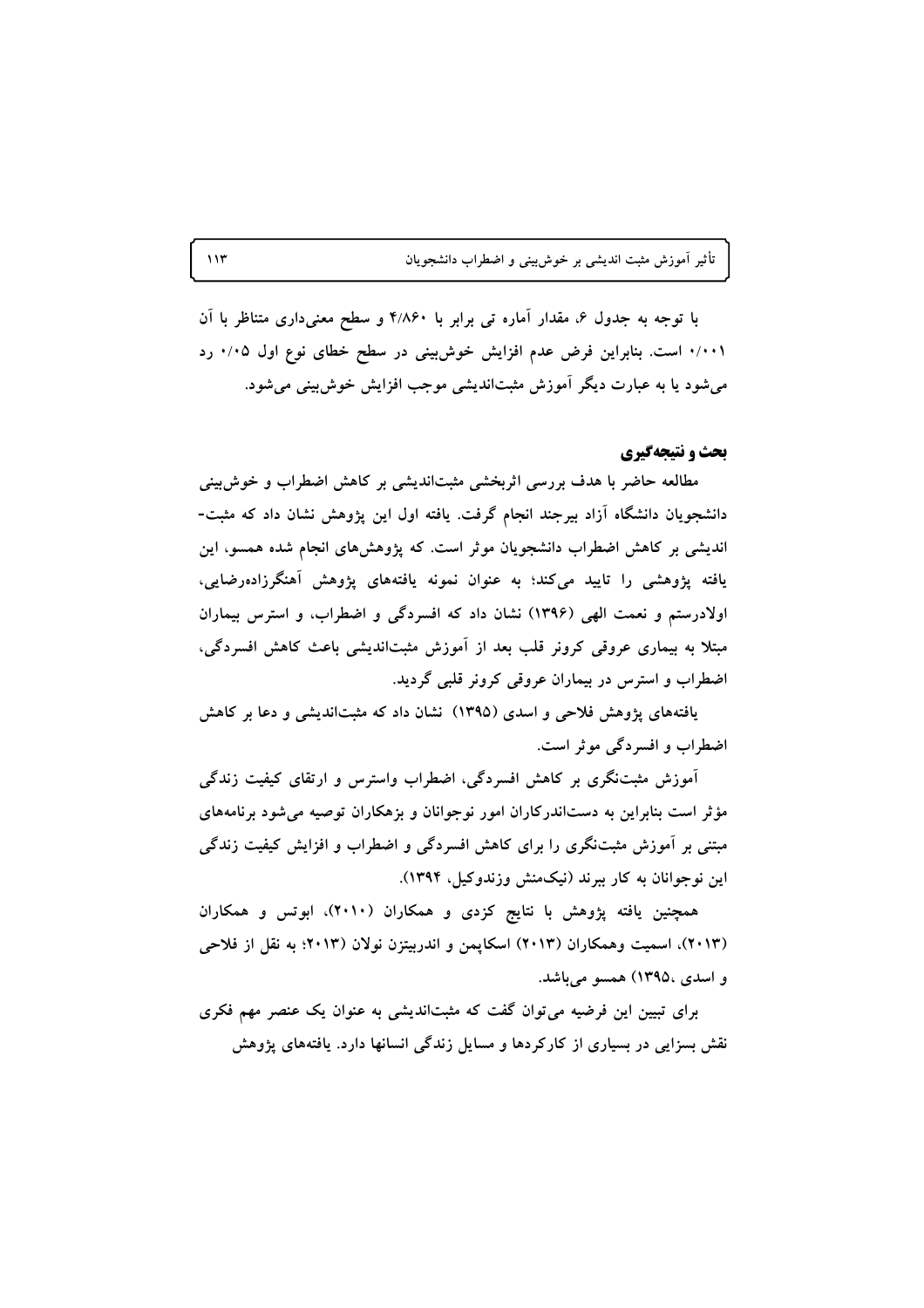با توجه به جدول ۶، مقدار آماره تی برابر با ۴/۸۶۰ و سطح معنی‌داری متناظر با آن ۰/۰۰۱ است. بنابراین فرض عدم افزایش خوش‌بینی در سطح خطای نوع اول ۰/۰۵ رد می‌شود یا به عبارت دیگر آموزش مثبت‌اندیشی موجب افزایش خوش‌بینی می‌شود.

## بحث و نتیجه‌گیری

مطالعه حاضر با هدف بررسی اثربخشی مثبت‌اندیشی بر کاهش اضطراب و خوش‌بینی دانشجویان دانشگاه آزاد بیرجند انجام گرفت. یافته اول این پژوهش نشان داد که مثبت-اندیشی بر کاهش اضطراب دانشجویان موثر است. که پژوهش‌های انجام شده همسو، این یافته پژوهشی را تایید می‌کند؛ به عنوان نمونه یافته‌های پژوهش آهنگرزاده‌رضایی، اولادرستم و نعمت الهی (۱۳۹۶) نشان داد که افسردگی و اضطراب، و استرس بیماران مبتلا به بیماری عروقی کرونر قلب بعد از آموزش مثبت‌اندیشی باعث کاهش افسردگی، اضطراب و استرس در بیماران عروقی کرونر قلبی گردید.

یافته‌های پژوهش فلاحی و اسدی (۱۳۹۵) نشان داد که مثبت‌اندیشی و دعا بر کاهش اضطراب و افسردگی موثر است.

آموزش مثبت‌نگری بر کاهش افسردگی، اضطراب واسترس و ارتقای کیفیت زندگی مؤثر است بنابراین به دست‌اندرکاران امور نوجوانان و بزهکاران توصیه می‌شود برنامه‌های مبتنی بر آموزش مثبت‌نگری را برای کاهش افسردگی و اضطراب و افزایش کیفیت زندگی این نوجوانان به کار ببرند (نیک‌منش وزندوکیل، ۱۳۹۴).

همچنین یافته پژوهش با نتایج کزدی و همکاران (۲۰۱۰)، ابوتس و همکاران (۲۰۱۳)، اسمیت وهمکاران (۲۰۱۳) اسکاپمن و اندربیتزن نولان (۲۰۱۳؛ به نقل از فلاحی و اسدی ،۱۳۹۵) همسو می‌باشد.

برای تبیین این فرضیه می‌توان گفت که مثبت‌اندیشی به عنوان یک عنصر مهم فکری نقش بسزایی در بسیاری از کارکردها و مسایل زندگی انسانها دارد. یافته‌های پژوهش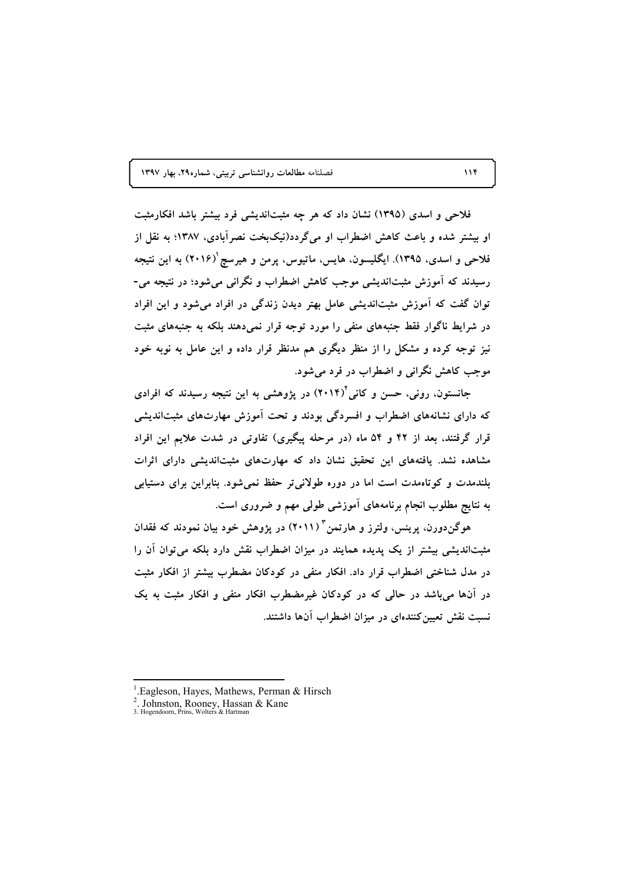فلاحی و اسدی (۱۳۹۵) نشان داد که هر چه مثبت‌اندیشی فرد بیشتر باشد افکارمثبت او بیشتر شده و باعث کاهش اضطراب او می‌گردد(نیک‌بخت نصرآبادی، ۱۳۸۷؛ به نقل از فلاحی و اسدی، ۱۳۹۵). ایگلیسون، هایس، ماتیوس، پرمن و هیرسچ[1](۲۰۱۶) به این نتیجه رسیدند که آموزش مثبت‌اندیشی موجب کاهش اضطراب و نگرانی می‌شود؛ در نتیجه می‌توان گفت که آموزش مثبت‌اندیشی عامل بهتر دیدن زندگی در افراد می‌شود و این افراد در شرایط ناگوار فقط جنبه‌های منفی را مورد توجه قرار نمی‌دهند بلکه به جنبه‌های مثبت نیز توجه کرده و مشکل را از منظر دیگری هم مدنظر قرار داده و این عامل به نوبه خود موجب کاهش نگرانی و اضطراب در فرد می‌شود.

جانستون، رونی، حسن و کانی[2](۲۰۱۴) در پژوهشی به این نتیجه رسیدند که افرادی که دارای نشانه‌های اضطراب و افسردگی بودند و تحت آموزش مهارت‌های مثبت‌اندیشی قرار گرفتند، بعد از ۴۲ و ۵۴ ماه (در مرحله پیگیری) تفاوتی در شدت علایم این افراد مشاهده نشد. یافته‌های این تحقیق نشان داد که مهارت‌های مثبت‌اندیشی دارای اثرات بلندمدت و کوتاه‌مدت است اما در دوره طولانی‌تر حفظ نمی‌شود. بنابراین برای دستیابی به نتایج مطلوب انجام برنامه‌های آموزشی طولی مهم و ضروری است.

هوگن‌دورن، پرینس، ولترز و هارتمن[3] (۲۰۱۱) در پژوهش خود بیان نمودند که فقدان مثبت‌اندیشی بیشتر از یک پدیده همایند در میزان اضطراب نقش دارد بلکه می‌توان آن را در مدل شناختی اضطراب قرار داد. افکار منفی در کودکان مضطرب بیشتر از افکار مثبت در آن‌ها می‌باشد در حالی که در کودکان غیرمضطرب افکار منفی و افکار مثبت به یک نسبت نقش تعیین‌کننده‌ای در میزان اضطراب آن‌ها داشتند.

---

[1]. Eagleson, Hayes, Mathews, Perman & Hirsch

[2]. Johnston, Rooney, Hassan & Kane

[3]. Hogendoorn, Prins, Wolters & Hartman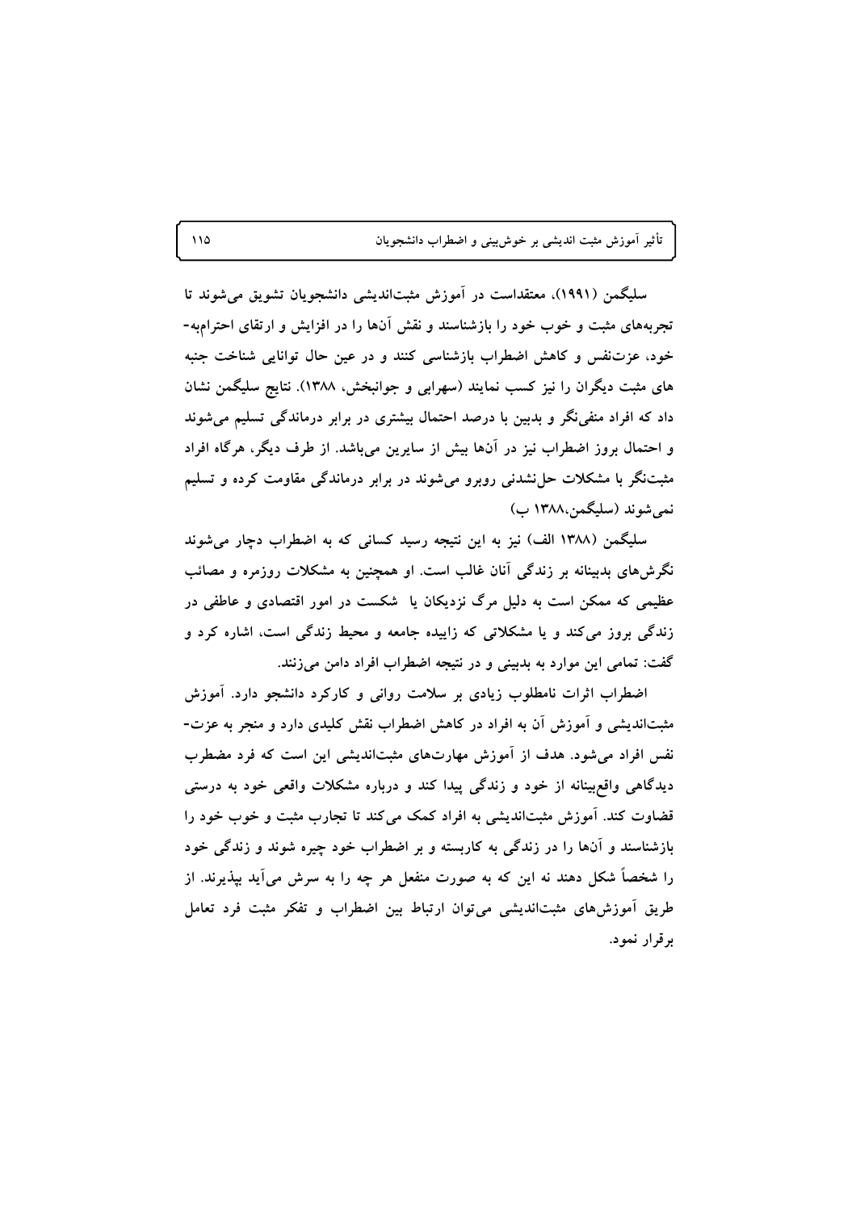سلیگمن (۱۹۹۱)، معتقداست در آموزش مثبت‌اندیشی دانشجویان تشویق می‌شوند تا تجربه‌های مثبت و خوب خود را بازشناسند و نقش آن‌ها را در افزایش و ارتقای احترام‌به‌خود، عزت‌نفس و کاهش اضطراب بازشناسی کنند و در عین حال توانایی شناخت جنبه های مثبت دیگران را نیز کسب نمایند (سهرابی و جوانبخش، ۱۳۸۸). نتایج سلیگمن نشان داد که افراد منفی‌نگر و بدبین با درصد احتمال بیشتری در برابر درماندگی تسلیم می‌شوند و احتمال بروز اضطراب نیز در آن‌ها بیش از سایرین می‌باشد. از طرف دیگر، هرگاه افراد مثبت‌نگر با مشکلات حل‌نشدنی روبرو می‌شوند در برابر درماندگی مقاومت کرده و تسلیم نمی‌شوند (سلیگمن،۱۳۸۸ ب)

سلیگمن (۱۳۸۸ الف) نیز به این نتیجه رسید کسانی که به اضطراب دچار می‌شوند نگرش‌های بدبینانه بر زندگی آنان غالب است. او همچنین به مشکلات روزمره و مصائب عظیمی که ممکن است به دلیل مرگ نزدیکان یا شکست در امور اقتصادی و عاطفی در زندگی بروز می‌کند و یا مشکلاتی که زاییده جامعه و محیط زندگی است، اشاره کرد و گفت: تمامی این موارد به بدبینی و در نتیجه اضطراب افراد دامن می‌زنند.

اضطراب اثرات نامطلوب زیادی بر سلامت روانی و کارکرد دانشجو دارد. آموزش مثبت‌اندیشی و آموزش آن به افراد در کاهش اضطراب نقش کلیدی دارد و منجر به عزت‌نفس افراد می‌شود. هدف از آموزش مهارت‌های مثبت‌اندیشی این است که فرد مضطرب دیدگاهی واقع‌بینانه از خود و زندگی پیدا کند و درباره مشکلات واقعی خود به درستی قضاوت کند. آموزش مثبت‌اندیشی به افراد کمک می‌کند تا تجارب مثبت و خوب خود را بازشناسند و آن‌ها را در زندگی به کاربسته و بر اضطراب خود چیره شوند و زندگی خود را شخصاً شکل دهند نه این که به صورت منفعل هر چه را به سرش می‌آید بپذیرند. از طریق آموزش‌های مثبت‌اندیشی می‌توان ارتباط بین اضطراب و تفکر مثبت فرد تعامل برقرار نمود.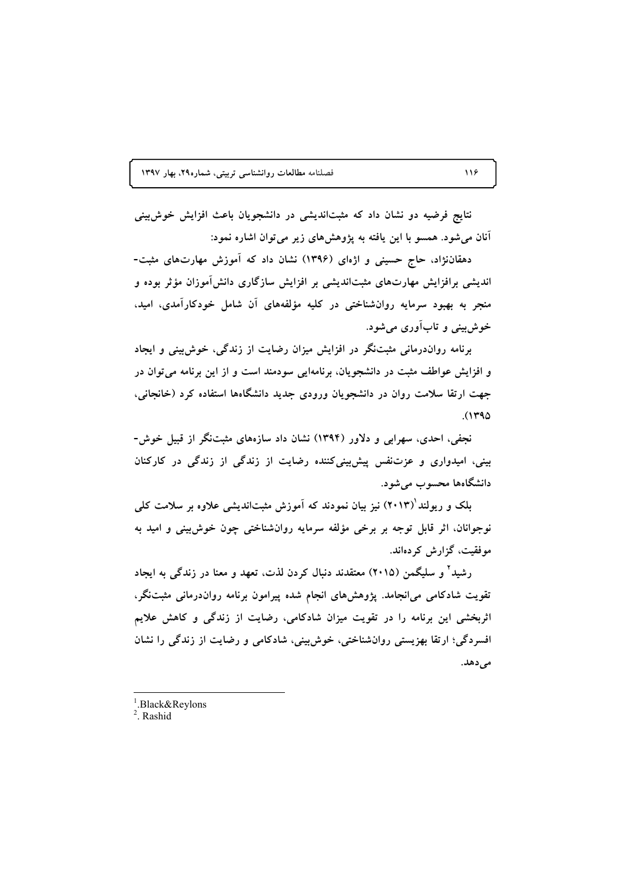**نتایج فرضیه دو نشان داد که مثبت‌اندیشی در دانشجویان باعث افزایش خوش‌بینی آنان می‌شود. همسو با این یافته به پژوهش‌های زیر می‌توان اشاره نمود:**

**دهقان‌نژاد، حاج حسینی و اژه‌ای (۱۳۹۶) نشان داد که آموزش مهارت‌های مثبت-اندیشی برافزایش مهارت‌های مثبت‌اندیشی بر افزایش سازگاری دانش‌آموزان مؤثر بوده و منجر به بهبود سرمایه روان‌شناختی در کلیه مؤلفه‌های آن شامل خودکارآمدی، امید، خوش‌بینی و تاب‌آوری می‌شود.**

**برنامه روان‌درمانی مثبت‌نگر در افزایش میزان رضایت از زندگی، خوش‌بینی و ایجاد و افزایش عواطف مثبت در دانشجویان، برنامه‌ایی سودمند است و از این برنامه می‌توان در جهت ارتقا سلامت روان در دانشجویان ورودی جدید دانشگاه‌ها استفاده کرد (خانجانی، ۱۳۹۵).**

**نجفی، احدی، سهرابی و دلاور (۱۳۹۴) نشان داد سازه‌های مثبت‌نگر از قبیل خوش-بینی، امیدواری و عزت‌نفس پیش‌بینی‌کننده رضایت از زندگی در کارکنان دانشگاه‌ها محسوب می‌شود.**

**بلک و ریولند[1](۲۰۱۳) نیز بیان نمودند که آموزش مثبت‌اندیشی علاوه بر سلامت کلی نوجوانان، اثر قابل توجه بر برخی مؤلفه سرمایه روان‌شناختی چون خوش‌بینی و امید به موفقیت، گزارش کرده‌اند.**

**رشید[2] و سلیگمن (۲۰۱۵) معتقدند دنبال کردن لذت، تعهد و معنا در زندگی به ایجاد تقویت شادکامی می‌انجامد. پژوهش‌های انجام شده پیرامون برنامه روان‌درمانی مثبت‌نگر، اثربخشی این برنامه را در تقویت میزان شادکامی، رضایت از زندگی و کاهش علایم افسردگی؛ ارتقا بهزیستی روان‌شناختی، خوش‌بینی، شادکامی و رضایت از زندگی را نشان می‌دهد.**

---

[1]. Black&Reylons

[2]. Rashid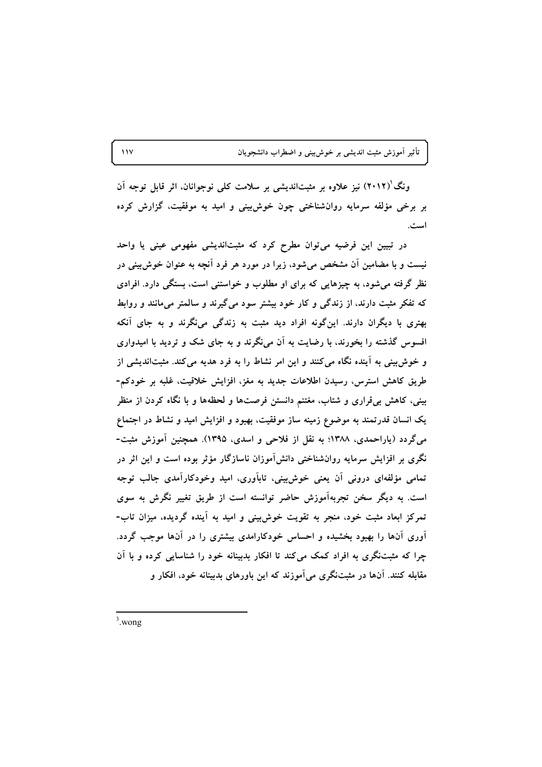ونگ[1] (۲۰۱۲) نیز علاوه بر مثبت‌اندیشی بر سلامت کلی نوجوانان، اثر قابل توجه آن بر برخی مؤلفه سرمایه روان‌شناختی چون خوش‌بینی و امید به موفقیت، گزارش کرده است.

در تبیین این فرضیه می‌توان مطرح کرد که مثبت‌اندیشی مفهومی عینی یا واحد نیست و با مضامین آن مشخص می‌شود، زیرا در مورد هر فرد آنچه به عنوان خوش‌بینی در نظر گرفته می‌شود، به چیزهایی که برای او مطلوب و خواستنی است، بستگی دارد. افرادی که تفکر مثبت دارند، از زندگی و کار خود بیشتر سود می‌گیرند و سالمتر می‌مانند و روابط بهتری با دیگران دارند. این‌گونه افراد دید مثبت به زندگی می‌نگرند و به جای آنکه افسوس گذشته را بخورند، با رضایت به آن می‌نگرند و به جای شک و تردید با امیدواری و خوش‌بینی به آینده نگاه می‌کنند و این امر نشاط را به فرد هدیه می‌کند. مثبت‌اندیشی از طریق کاهش استرس، رسیدن اطلاعات جدید به مغز، افزایش خلاقیت، غلبه بر خودکم‌بینی، کاهش بی‌قراری و شتاب، مغتنم دانستن فرصت‌ها و لحظه‌ها و با نگاه کردن از منظر یک انسان قدرتمند به موضوع زمینه ساز موفقیت، بهبود و افزایش امید و نشاط در اجتماع می‌گردد (یاراحمدی، ۱۳۸۸؛ به نقل از فلاحی و اسدی، ۱۳۹۵). همچنین آموزش مثبت‌نگری بر افزایش سرمایه روان‌شناختی دانش‌آموزان ناسازگار مؤثر بوده است و این اثر در تمامی مؤلفه‌ای درونی آن یعنی خوش‌بینی، تاب‌آوری، امید وخودکارآمدی جالب توجه است. به دیگر سخن تجربه‌آموزش حاضر توانسته است از طریق تغییر نگرش به سوی تمرکز ابعاد مثبت خود، منجر به تقویت خوش‌بینی و امید به آینده گردیده، میزان تاب‌آوری آن‌ها را بهبود بخشیده و احساس خودکارامدی بیشتری را در آن‌ها موجب گردد. چرا که مثبت‌نگری به افراد کمک می‌کند تا افکار بدبینانه خود را شناسایی کرده و با آن مقابله کنند. آن‌ها در مثبت‌نگری می‌آموزند که این باورهای بدبینانه خود، افکار و

---

[3]. wong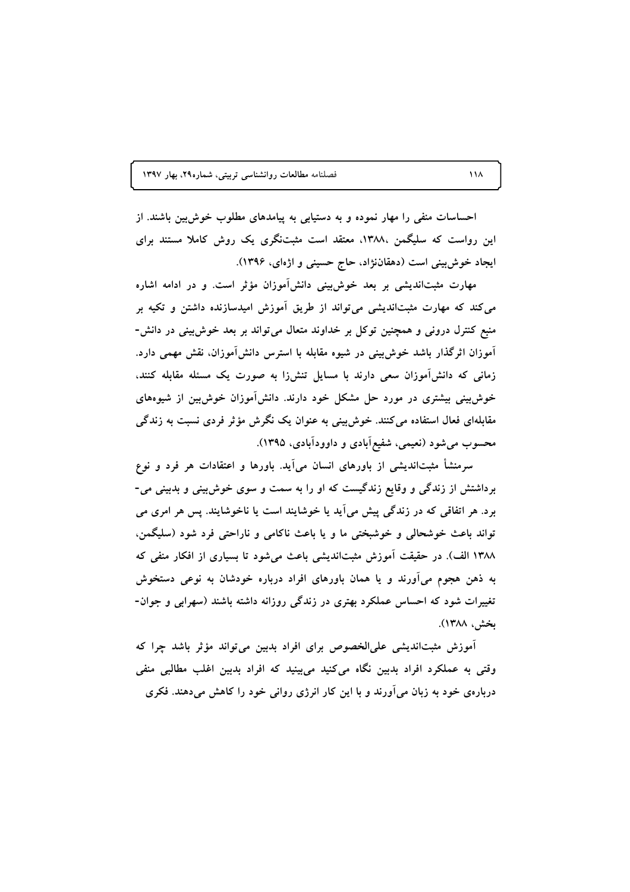احساسات منفی را مهار نموده و به دستیابی به پیامدهای مطلوب خوش‌بین باشند. از این رواست که سلیگمن ،۱۳۸۸، معتقد است مثبت‌نگری یک روش کاملا مستند برای ایجاد خوش‌بینی است (دهقان‌نژاد، حاج حسینی و اژه‌ای، ۱۳۹۶).

مهارت مثبت‌اندیشی بر بعد خوش‌بینی دانش‌آموزان مؤثر است. و در ادامه اشاره می‌کند که مهارت مثبت‌اندیشی می‌تواند از طریق آموزش امیدسازنده داشتن و تکیه بر منبع کنترل درونی و همچنین توکل بر خداوند متعال می‌تواند بر بعد خوش‌بینی در دانش-آموزان اثرگذار باشد خوش‌بینی در شیوه مقابله با استرس دانش‌آموزان، نقش مهمی دارد. زمانی که دانش‌آموزان سعی دارند با مسایل تنش‌زا به صورت یک مسئله مقابله کنند، خوش‌بینی بیشتری در مورد حل مشکل خود دارند. دانش‌آموزان خوش‌بین از شیوه‌های مقابله‌ای فعال استفاده می‌کنند. خوش‌بینی به عنوان یک نگرش مؤثر فردی نسبت به زندگی محسوب می‌شود (نعیمی، شفیع‌آبادی و داوودآبادی، ۱۳۹۵).

سرمنشأ مثبت‌اندیشی از باورهای انسان می‌آید. باورها و اعتقادات هر فرد و نوع برداشتش از زندگی و وقایع زندگیست که او را به سمت و سوی خوش‌بینی و بدبینی می-برد. هر اتفاقی که در زندگی پیش می‌آید یا خوشایند است یا ناخوشایند. پس هر امری می تواند باعث خوشحالی و خوشبختی ما و یا باعث ناکامی و ناراحتی فرد شود (سلیگمن، ۱۳۸۸ الف). در حقیقت آموزش مثبت‌اندیشی باعث می‌شود تا بسیاری از افکار منفی که به ذهن هجوم می‌آورند و یا همان باورهای افراد درباره خودشان به نوعی دستخوش تغییرات شود که احساس عملکرد بهتری در زندگی روزانه داشته باشند (سهرابی و جوان-بخش، ۱۳۸۸).

آموزش مثبت‌اندیشی علی‌الخصوص برای افراد بدبین می‌تواند مؤثر باشد چرا که وقتی به عملکرد افراد بدبین نگاه می‌کنید می‌بینید که افراد بدبین اغلب مطالبی منفی درباره‌ی خود به زبان می‌آورند و با این کار انرژی روانی خود را کاهش می‌دهند. فکری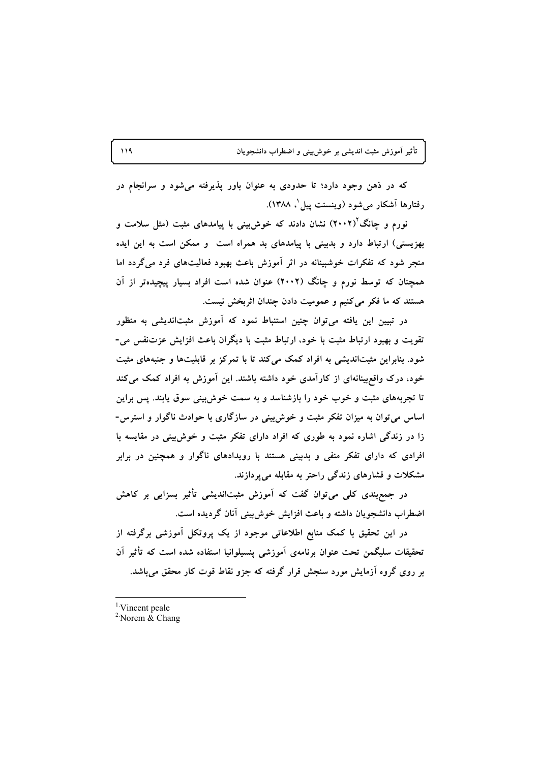که در ذهن وجود دارد؛ تا حدودی به عنوان باور پذیرفته می‌شود و سرانجام در رفتارها آشکار می‌شود (وینسنت پیل[1]، ۱۳۸۸).

نورم و چانگ[2](۲۰۰۲) نشان دادند که خوش‌بینی با پیامدهای مثبت (مثل سلامت و بهزیستی) ارتباط دارد و بدبینی با پیامدهای بد همراه است و ممکن است به این ایده منجر شود که تفکرات خوشبینانه در اثر آموزش باعث بهبود فعالیت‌های فرد می‌گردد اما همچنان که توسط نورم و چانگ (۲۰۰۲) عنوان شده است افراد بسیار پیچیده‌تر از آن هستند که ما فکر می‌کنیم و عمومیت دادن چندان اثربخش نیست.

در تبیین این یافته می‌توان چنین استنباط نمود که آموزش مثبت‌اندیشی به منظور تقویت و بهبود ارتباط مثبت با خود، ارتباط مثبت با دیگران باعث افزایش عزت‌نفس می‌شود. بنابراین مثبت‌اندیشی به افراد کمک می‌کند تا با تمرکز بر قابلیت‌ها و جنبه‌های مثبت خود، درک واقع‌بینانه‌ای از کارآمدی خود داشته باشند. این آموزش به افراد کمک می‌کند تا تجربه‌های مثبت و خوب خود را بازشناسد و به سمت خوش‌بینی سوق یابند. پس براین اساس می‌توان به میزان تفکر مثبت و خوش‌بینی در سازگاری با حوادث ناگوار و استرس‌زا در زندگی اشاره نمود به طوری که افراد دارای تفکر مثبت و خوش‌بینی در مقایسه با افرادی که دارای تفکر منفی و بدبینی هستند با رویدادهای ناگوار و همچنین در برابر مشکلات و فشارهای زندگی راحتر به مقابله می‌پردازند.

در جمع‌بندی کلی می‌توان گفت که آموزش مثبت‌اندیشی تأثیر بسزایی بر کاهش اضطراب دانشجویان داشته و باعث افزایش خوش‌بینی آنان گردیده است.

در این تحقیق با کمک منابع اطلاعاتی موجود از یک پروتکل آموزشی برگرفته از تحقیقات سلیگمن تحت عنوان برنامه‌ی آموزشی پنسیلوانیا استفاده شده است که تأثیر آن بر روی گروه آزمایش مورد سنجش قرار گرفته که جزو نقاط قوت کار محقق می‌باشد.

---

[1] Vincent peale

[2] Norem & Chang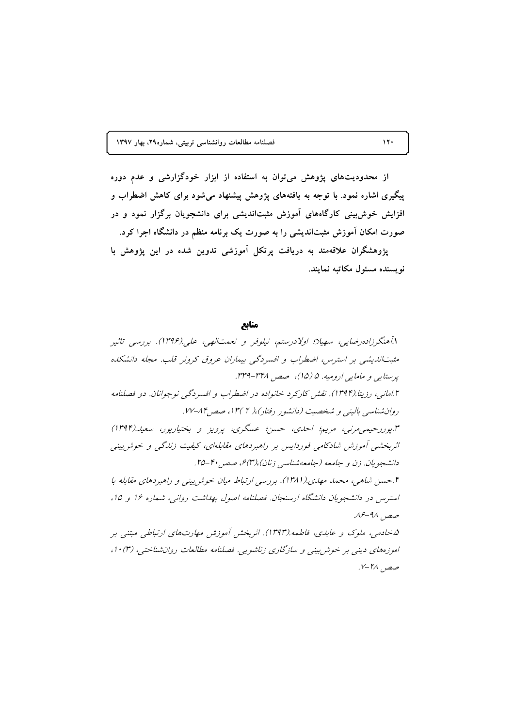**از محدودیت‌های پژوهش می‌توان به استفاده از ابزار خودگزارشی و عدم دوره پیگیری اشاره نمود. با توجه به یافته‌های پژوهش پیشنهاد می‌شود برای کاهش اضطراب و افزایش خوش‌بینی کارگاه‌های آموزش مثبت‌اندیشی برای دانشجویان برگزار نمود و در صورت امکان آموزش مثبت‌اندیشی را به صورت یک برنامه منظم در دانشگاه اجرا کرد.**

**پژوهشگران علاقه‌مند به دریافت پرتکل آموزشی تدوین شده در این پژوهش با نویسنده مسئول مکاتبه نمایند.**

## منابع

۱.آهنگرزاده‌رضایی، سهیلا؛ اولادرستم، نیلوفر و نعمت‌الهی، علی.(۱۳۹۶). بررسی تاثیر مثبت‌اندیشی بر استرس، اضطراب و افسردگی بیماران عروق کرونر قلب. مجله دانشکده پرستاری و مامایی ارومیه. ۵ (۱۵)، صص ۳۴۸-۳۳۹.

۲.امانی، رزیتا.(۱۳۹۴). نقش کارکرد خانواده در اضطراب و افسردگی نوجوانان. دو فصلنامه روان‌شناسی بالینی و شخصیت (دانشور رفتار)،( ۲ )۱۳، صص۸۴-۷۷.

۳.پوررحیمی‌مرنی، مریم؛ احدی، حسن؛ عسگری، پرویز و بختیارپور، سعید.(۱۳۹۴) اثربخشی آموزش شادکامی فوردایس بر راهبردهای مقابله‌ای، کیفیت زندگی و خوش‌بینی دانشجویان. زن و جامعه (جامعه‌شناسی زنان)،(۳)۶، صص۴۰-۲۵.

۴.حسن شاهی، محمد مهدی.(۱۳۸۱). بررسی ارتباط میان خوش‌بینی و راهبردهای مقابله با استرس در دانشجویان دانشگاه ارسنجان. فصلنامه اصول بهداشت روانی، شماره ۱۶ و ۱۵، صص ۹۸-۸۶

۵.خادمی، ملوک و عابدی، فاطمه.(۱۳۹۳). اثربخش آموزش مهارت‌های ارتباطی مبتنی بر اموزه‌های دینی بر خوش‌بینی و سازگاری زناشویی. فصلنامه مطالعات روانشناختی، (۳)۱۰، صص ۲۸-۷.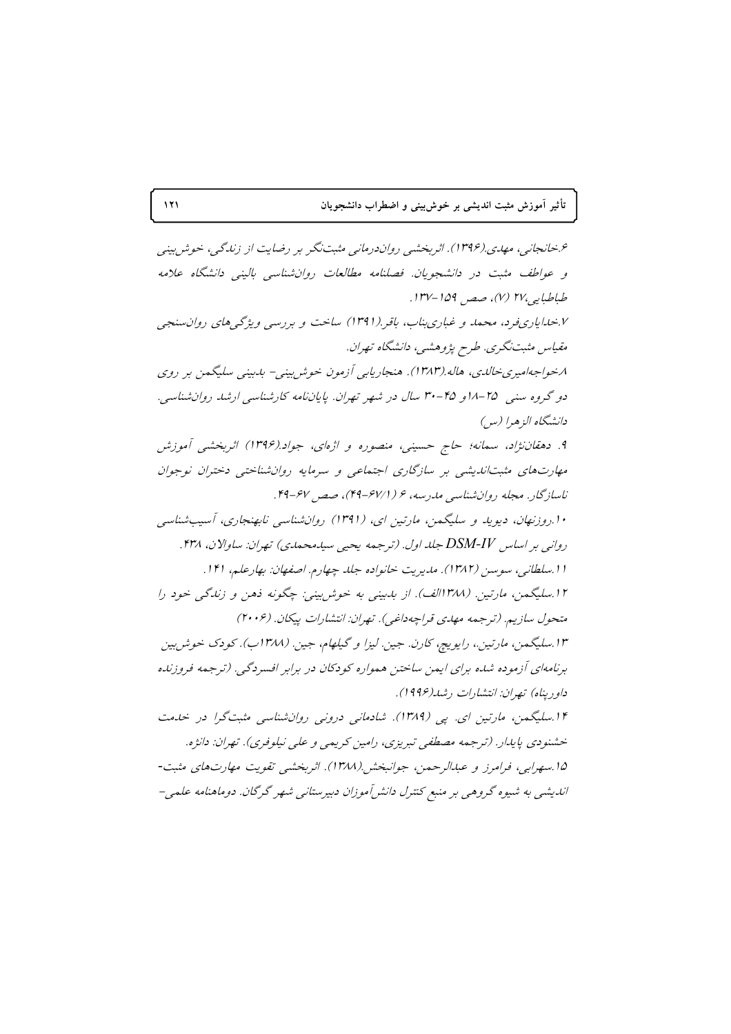۶.خانجانی، مهدی.(۱۳۹۶). اثربخشی روان‌درمانی مثبت‌نگر بر رضایت از زندگی، خوش‌بینی و عواطف مثبت در دانشجویان. فصلنامه مطالعات روان‌شناسی بالینی دانشگاه علامه طباطبایی،۲۷ (۷)، صص ۱۵۹-۱۳۷.

۷.خدایاری‌فرد، محمد و غباری‌بناب، باقر.(۱۳۹۱) ساخت و بررسی ویژگی‌های روان‌سنجی مقیاس مثبت‌نگری. طرح پژوهشی، دانشگاه تهران.

۸.خواجه‌امیری‌خالدی، هاله.(۱۳۸۳). هنجاریابی آزمون خوش‌بینی- بدبینی سلیگمن بر روی دو گروه سنی ۲۵-۱۸و ۴۵-۳۰ سال در شهر تهران. پایان‌نامه کارشناسی ارشد روان‌شناسی. دانشگاه الزهرا (س)

۹. دهقان‌نژاد، سمانه؛ حاج حسینی، منصوره و اژه‌ای، جواد.(۱۳۹۶) اثربخشی آموزش مهارت‌های مثبت‌اندیشی بر سازگاری اجتماعی و سرمایه روان‌شناختی دختران نوجوان ناسازگار. مجله روان‌شناسی مدرسه، ۶ (۶۷/۱-۴۹)، صص ۶۷-۴۹.

۱۰.روزنهان، دیوید و سلیگمن، مارتین ای، (۱۳۹۱) روان‌شناسی نابهنجاری، آسیب‌شناسی روانی بر اساس DSM-IV جلد اول. (ترجمه یحیی سیدمحمدی) تهران: ساوالان، ۴۳۸.

۱۱.سلطانی، سوسن (۱۳۸۲). مدیریت خانواده جلد چهارم. اصفهان: بهارعلم، ۱۴۱.

۱۲.سلیگمن، مارتین. (۱۳۸۸الف). از بدبینی به خوش‌بینی: چگونه ذهن و زندگی خود را متحول سازیم. (ترجمه مهدی قراچه‌داغی). تهران: انتشارات پیکان. (۲۰۰۶)

۱۳.سلیگمن، مارتین، رایویچ، کارن. جین. لیزا و گیلهام، جین. (۱۳۸۸ب). کودک خوش‌بین برنامه‌ای آزموده شده برای ایمن ساختن همواره کودکان در برابر افسردگی. (ترجمه فروزنده داورپناه) تهران: انتشارات رشد(۱۹۹۶).

۱۴.سلیگمن، مارتین ای. پی (۱۳۸۹). شادمانی درونی روان‌شناسی مثبت‌گرا در خدمت خشنودی پایدار. (ترجمه مصطفی تبریزی، رامین کریمی و علی نیلوفری). تهران: دانژه.

۱۵.سهرابی، فرامرز و عبدالرحمن، جوانبخش.(۱۳۸۸). اثربخشی تقویت مهارت‌های مثبت-اندیشی به شیوه گروهی بر منبع کنترل دانش‌آموزان دبیرستانی شهر گرگان. دوماهنامه علمی-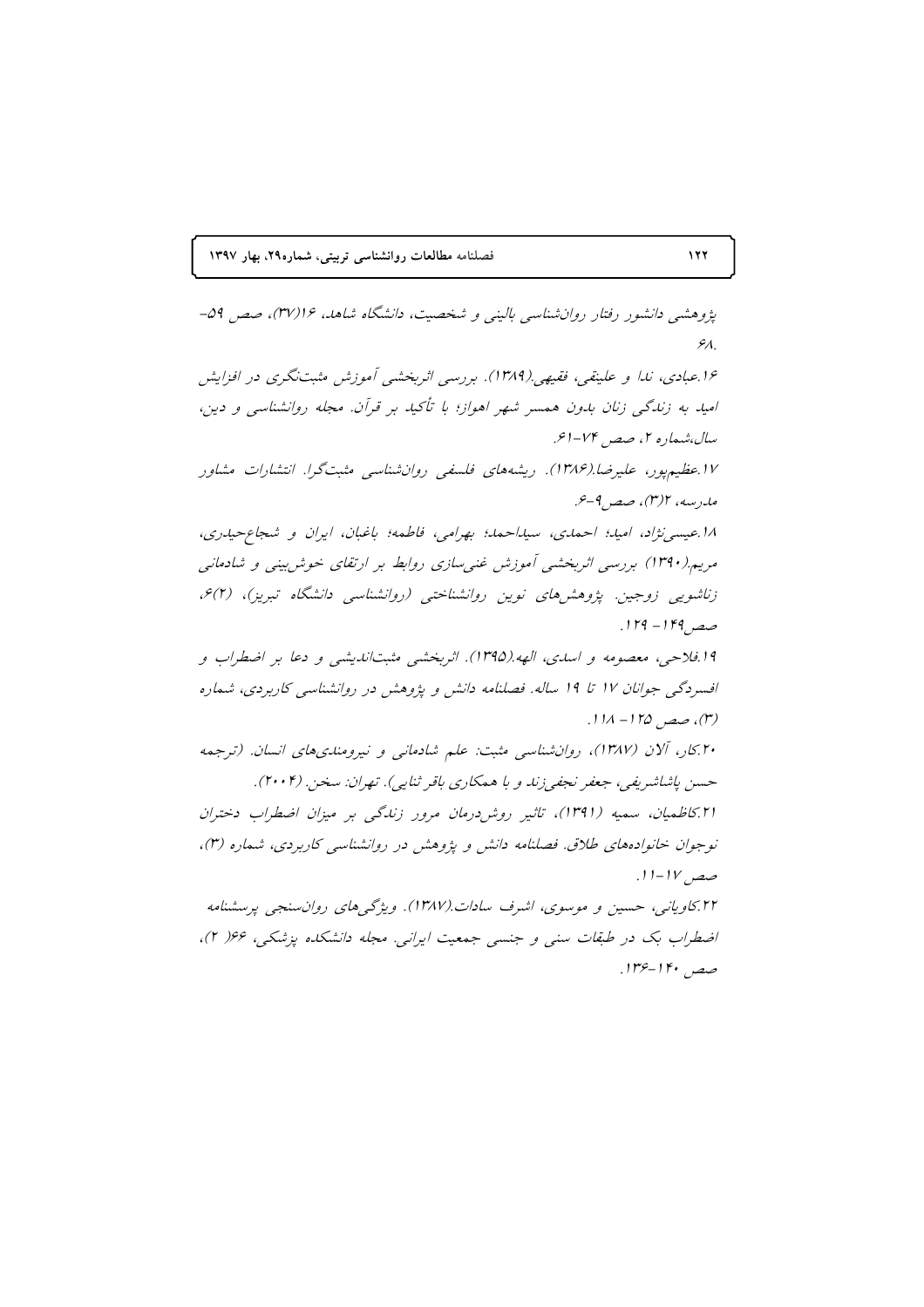پژوهشی دانشور رفتار روان‌شناسی بالینی و شخصیت، دانشگاه شاهد، ۱۶(۳۷)، صص ۵۹-۶۸.

۱۶.عبادی، ندا و علینقی، فقیهی.(۱۳۸۹). بررسی اثربخشی آموزش مثبت‌نگری در افزایش امید به زندگی زنان بدون همسر شهر اهواز؛ با تأکید بر قرآن. مجله روانشناسی و دین، سال،شماره ۲، صص ۷۴-۶۱.

۱۷.عظیم‌پور، علیرضا.(۱۳۸۶). ریشه‌های فلسفی روان‌شناسی مثبت‌گرا. انتشارات مشاور مدرسه، ۲(۳)، صص۹-۶.

۱۸.عیسی‌نژاد، امید؛ احمدی، سیداحمد؛ بهرامی، فاطمه؛ باغبان، ایران و شجاع‌حیدری، مریم.(۱۳۹۰) بررسی اثربخشی آموزش غنی‌سازی روابط بر ارتقای خوش‌بینی و شادمانی زناشویی زوجین. پژوهش‌های نوین روانشناختی (روانشناسی دانشگاه تبریز)، (۲)۶، صص۱۴۹- ۱۲۹.

۱۹.فلاحی، معصومه و اسدی، الهه.(۱۳۹۵). اثربخشی مثبت‌اندیشی و دعا بر اضطراب و افسردگی جوانان ۱۷ تا ۱۹ ساله. فصلنامه دانش و پژوهش در روانشناسی کاربردی، شماره (۳)، صص ۱۲۵- ۱۱۸.

۲۰.کار، آلان (۱۳۸۷)، روان‌شناسی مثبت: علم شادمانی و نیرومندی‌های انسان. (ترجمه حسن پاشاشریفی، جعفر نجفی‌زند و با همکاری باقر ثنایی). تهران: سخن. (۲۰۰۴).

۲۱.کاظمیان، سمیه (۱۳۹۱)، تاثیر روش‌درمان مرور زندگی بر میزان اضطراب دختران نوجوان خانواده‌های طلاق. فصلنامه دانش و پژوهش در روانشناسی کاربردی، شماره (۳)، صص ۱۷-۱۱.

۲۲.کاویانی، حسین و موسوی، اشرف سادات.(۱۳۸۷). ویژگی‌های روان‌سنجی پرسشنامه اضطراب بک در طبقات سنی و جنسی جمعیت ایرانی. مجله دانشکده پزشکی، ۶۶( ۲)، صص ۱۴۰-۱۳۶.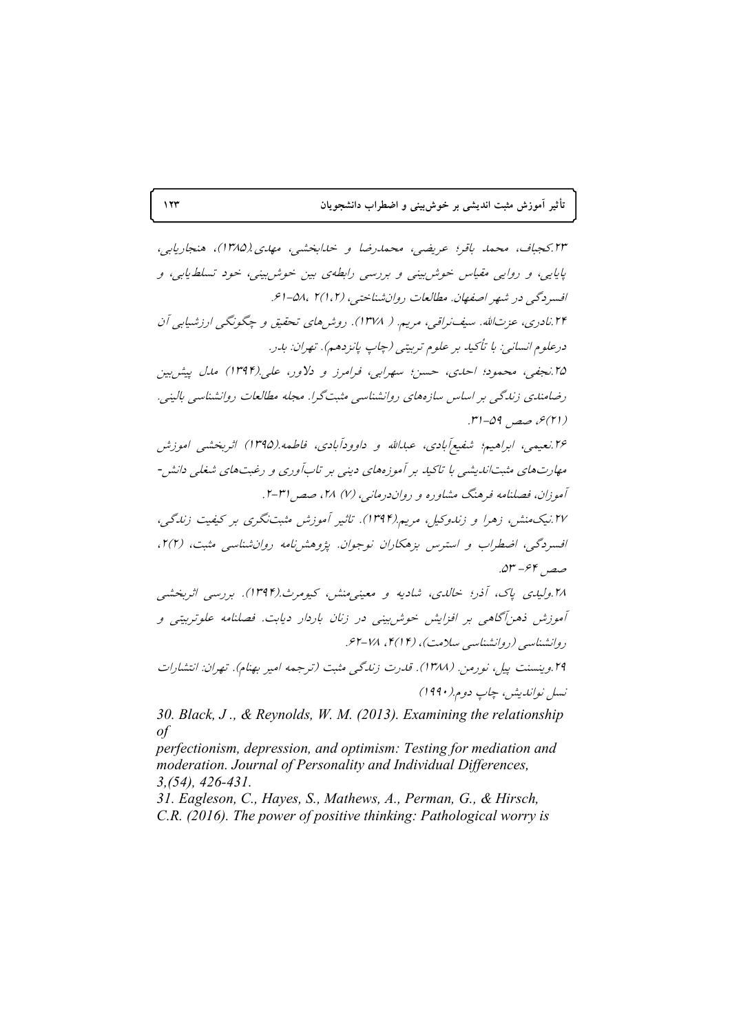۲۳.کجباف، محمد باقر؛ عریضی، محمدرضا و خدابخشی، مهدی.(۱۳۸۵)، هنجاریابی، پایایی، و روایی مقیاس خوش‌بینی و بررسی رابطه‌ی بین خوش‌بینی، خود تسلط‌یابی، و افسردگی در شهر اصفهان. مطالعات روان‌شناختی، (۱،۲) ۲، ۵۸-۶۱.

۲۴.نادری، عزت‌الله. سیف‌نراقی، مریم. ( ۱۳۷۸). روش‌های تحقیق و چگونگی ارزشیابی آن درعلوم انسانی: با تأکید بر علوم تربیتی (چاپ پانزدهم). تهران: بدر.

۲۵.نجفی، محمود؛ احدی، حسن؛ سهرابی، فرامرز و دلاور، علی.(۱۳۹۴) مدل پیش‌بین رضامندی زندگی بر اساس سازه‌های روانشناسی مثبت‌گرا. مجله مطالعات روانشناسی بالینی. (۲۱)۶، صص ۵۹-۳۱.

۲۶.نعیمی، ابراهیم؛ شفیع‌آبادی، عبدالله و داوودآبادی، فاطمه.(۱۳۹۵) اثربخشی اموزش مهارت‌های مثبت‌اندیشی با تاکید بر آموزه‌های دینی بر تاب‌آوری و رغبت‌های شغلی دانش-آموزان، فصلنامه فرهنگ مشاوره و روان‌درمانی، (۷) ۲۸، صص۳۱-۲.

۲۷.نیک‌منش، زهرا و زندوکیل، مریم.(۱۳۹۴). تاثیر آموزش مثبت‌نگری بر کیفیت زندگی، افسردگی، اضطراب و استرس بزهکاران نوجوان. پژوهش‌نامه روان‌شناسی مثبت، (۲)۲، صص ۶۴- ۵۳.

۲۸.ولیدی پاک، آذر؛ خالدی، شادیه و معینی‌منش، کیومرث.(۱۳۹۴). بررسی اثربخشی آموزش ذهن‌آگاهی بر افزایش خوش‌بینی در زنان باردار دیابت. فصلنامه علوتربیتی و روانشناسی (روانشناسی سلامت)، (۱۴)۴، ۷۸-۶۲.

۲۹.وینسنت پیل، نورمن. (۱۳۸۸). قدرت زندگی مثبت (ترجمه امیر بهنام). تهران: انتشارات نسل نواندیش، چاپ دوم.(۱۹۹۰)

*30. Black, J ., & Reynolds, W. M. (2013). Examining the relationship of perfectionism, depression, and optimism: Testing for mediation and moderation. Journal of Personality and Individual Differences, 3,(54), 426-431.*

*31. Eagleson, C., Hayes, S., Mathews, A., Perman, G., & Hirsch, C.R. (2016). The power of positive thinking: Pathological worry is*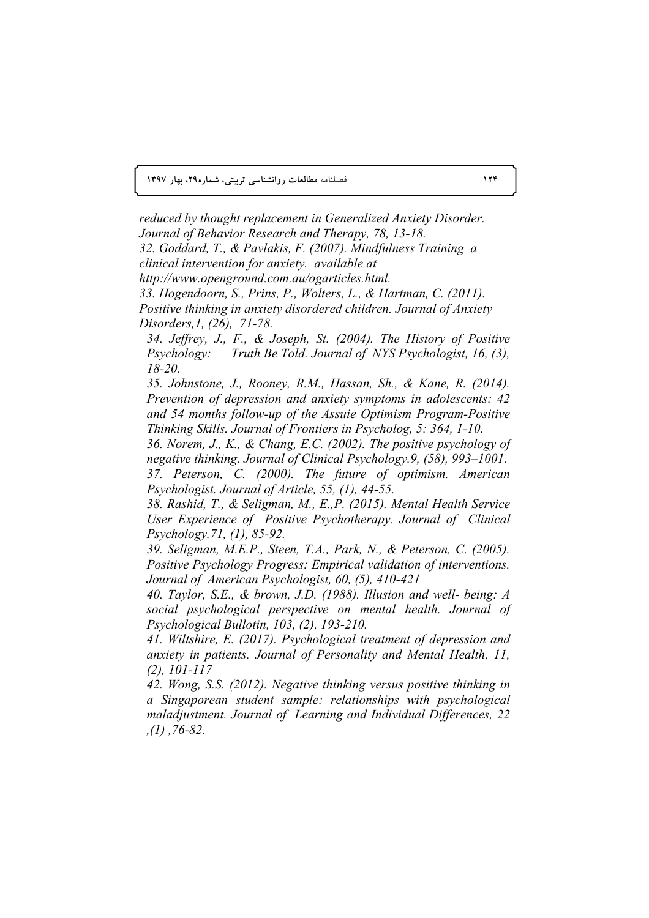*reduced by thought replacement in Generalized Anxiety Disorder. Journal of Behavior Research and Therapy, 78, 13-18.*

*32. Goddard, T., & Pavlakis, F. (2007). Mindfulness Training a clinical intervention for anxiety. available at http://www.openground.com.au/ogarticles.html.*

*33. Hogendoorn, S., Prins, P., Wolters, L., & Hartman, C. (2011). Positive thinking in anxiety disordered children. Journal of Anxiety Disorders,1, (26), 71-78.*

*34. Jeffrey, J., F., & Joseph, St. (2004). The History of Positive Psychology: Truth Be Told. Journal of NYS Psychologist, 16, (3), 18-20.*

*35. Johnstone, J., Rooney, R.M., Hassan, Sh., & Kane, R. (2014). Prevention of depression and anxiety symptoms in adolescents: 42 and 54 months follow-up of the Assuie Optimism Program-Positive Thinking Skills. Journal of Frontiers in Psycholog, 5: 364, 1-10.*

*36. Norem, J., K., & Chang, E.C. (2002). The positive psychology of negative thinking. Journal of Clinical Psychology.9, (58), 993–1001.*

*37. Peterson, C. (2000). The future of optimism. American Psychologist. Journal of Article, 55, (1), 44-55.*

*38. Rashid, T., & Seligman, M., E.,P. (2015). Mental Health Service User Experience of Positive Psychotherapy. Journal of Clinical Psychology.71, (1), 85-92.*

*39. Seligman, M.E.P., Steen, T.A., Park, N., & Peterson, C. (2005). Positive Psychology Progress: Empirical validation of interventions. Journal of American Psychologist, 60, (5), 410-421*

*40. Taylor, S.E., & brown, J.D. (1988). Illusion and well- being: A social psychological perspective on mental health. Journal of Psychological Bullotin, 103, (2), 193-210.*

*41. Wiltshire, E. (2017). Psychological treatment of depression and anxiety in patients. Journal of Personality and Mental Health, 11, (2), 101-117*

*42. Wong, S.S. (2012). Negative thinking versus positive thinking in a Singaporean student sample: relationships with psychological maladjustment. Journal of Learning and Individual Differences, 22 ,(1) ,76-82.*